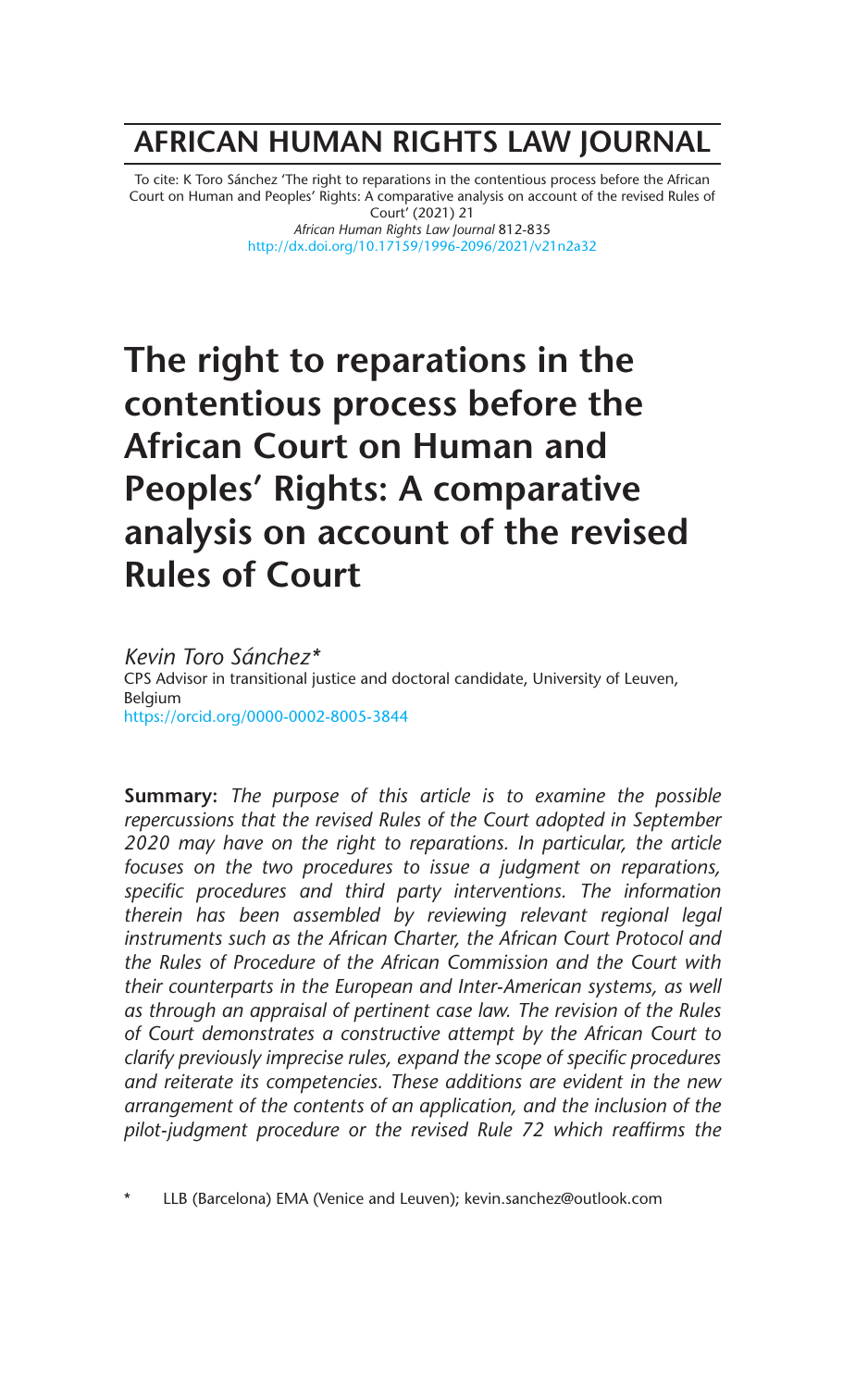# AFRICAN HUMAN RIGHTS LAW JOURNAL

To cite: K Toro Sánchez 'The right to reparations in the contentious process before the African Court on Human and Peoples' Rights: A comparative analysis on account of the revised Rules of Court' (2021) 21 *African Human Rights Law Journal* 812-835
http://dx.doi.org/10.17159/1996-2096/2021/v21n2a32

# The right to reparations in the contentious process before the African Court on Human and Peoples' Rights: A comparative analysis on account of the revised Rules of Court

*Kevin Toro Sánchez\**
CPS Advisor in transitional justice and doctoral candidate, University of Leuven, Belgium
https://orcid.org/0000-0002-8005-3844

**Summary:** *The purpose of this article is to examine the possible repercussions that the revised Rules of the Court adopted in September 2020 may have on the right to reparations. In particular, the article focuses on the two procedures to issue a judgment on reparations, specific procedures and third party interventions. The information therein has been assembled by reviewing relevant regional legal instruments such as the African Charter, the African Court Protocol and the Rules of Procedure of the African Commission and the Court with their counterparts in the European and Inter-American systems, as well as through an appraisal of pertinent case law. The revision of the Rules of Court demonstrates a constructive attempt by the African Court to clarify previously imprecise rules, expand the scope of specific procedures and reiterate its competencies. These additions are evident in the new arrangement of the contents of an application, and the inclusion of the pilot-judgment procedure or the revised Rule 72 which reaffirms the*

\* LLB (Barcelona) EMA (Venice and Leuven); kevin.sanchez@outlook.com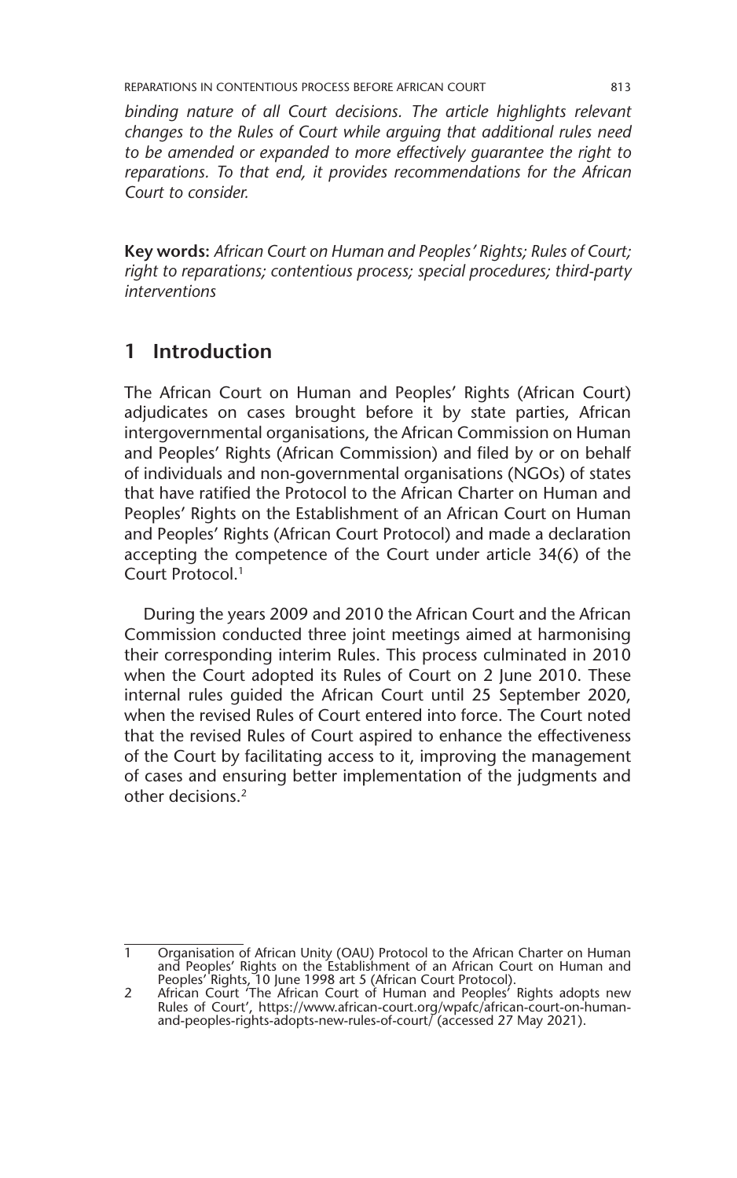*binding nature of all Court decisions. The article highlights relevant changes to the Rules of Court while arguing that additional rules need to be amended or expanded to more effectively guarantee the right to reparations. To that end, it provides recommendations for the African Court to consider.*

**Key words:** *African Court on Human and Peoples' Rights; Rules of Court; right to reparations; contentious process; special procedures; third-party interventions*

## 1 Introduction

The African Court on Human and Peoples' Rights (African Court) adjudicates on cases brought before it by state parties, African intergovernmental organisations, the African Commission on Human and Peoples' Rights (African Commission) and filed by or on behalf of individuals and non-governmental organisations (NGOs) of states that have ratified the Protocol to the African Charter on Human and Peoples' Rights on the Establishment of an African Court on Human and Peoples' Rights (African Court Protocol) and made a declaration accepting the competence of the Court under article 34(6) of the Court Protocol.[1]

During the years 2009 and 2010 the African Court and the African Commission conducted three joint meetings aimed at harmonising their corresponding interim Rules. This process culminated in 2010 when the Court adopted its Rules of Court on 2 June 2010. These internal rules guided the African Court until 25 September 2020, when the revised Rules of Court entered into force. The Court noted that the revised Rules of Court aspired to enhance the effectiveness of the Court by facilitating access to it, improving the management of cases and ensuring better implementation of the judgments and other decisions.[2]

---

1 Organisation of African Unity (OAU) Protocol to the African Charter on Human and Peoples' Rights on the Establishment of an African Court on Human and Peoples' Rights, 10 June 1998 art 5 (African Court Protocol).

2 African Court 'The African Court of Human and Peoples' Rights adopts new Rules of Court', https://www.african-court.org/wpafc/african-court-on-human-and-peoples-rights-adopts-new-rules-of-court/ (accessed 27 May 2021).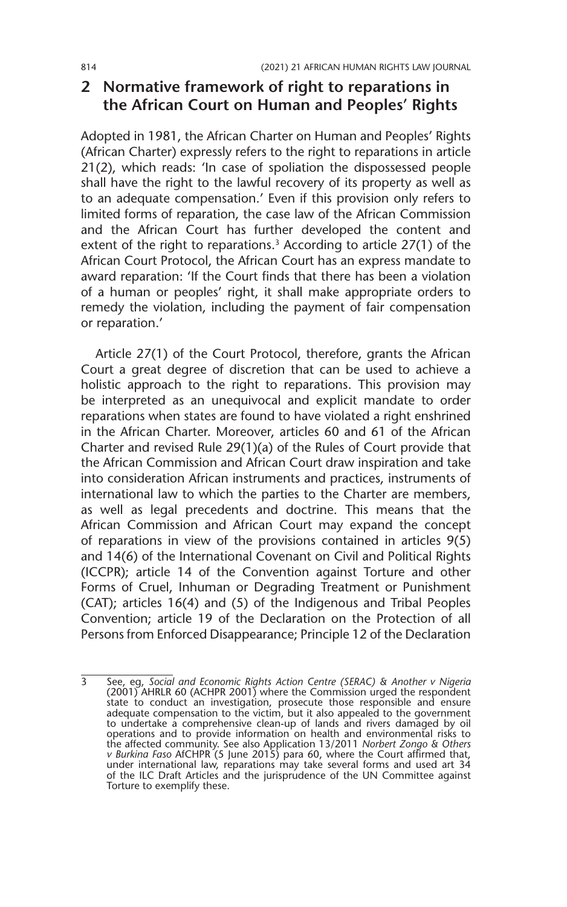## 2 Normative framework of right to reparations in the African Court on Human and Peoples' Rights

Adopted in 1981, the African Charter on Human and Peoples' Rights (African Charter) expressly refers to the right to reparations in article 21(2), which reads: 'In case of spoliation the dispossessed people shall have the right to the lawful recovery of its property as well as to an adequate compensation.' Even if this provision only refers to limited forms of reparation, the case law of the African Commission and the African Court has further developed the content and extent of the right to reparations.[3] According to article 27(1) of the African Court Protocol, the African Court has an express mandate to award reparation: 'If the Court finds that there has been a violation of a human or peoples' right, it shall make appropriate orders to remedy the violation, including the payment of fair compensation or reparation.'

Article 27(1) of the Court Protocol, therefore, grants the African Court a great degree of discretion that can be used to achieve a holistic approach to the right to reparations. This provision may be interpreted as an unequivocal and explicit mandate to order reparations when states are found to have violated a right enshrined in the African Charter. Moreover, articles 60 and 61 of the African Charter and revised Rule 29(1)(a) of the Rules of Court provide that the African Commission and African Court draw inspiration and take into consideration African instruments and practices, instruments of international law to which the parties to the Charter are members, as well as legal precedents and doctrine. This means that the African Commission and African Court may expand the concept of reparations in view of the provisions contained in articles 9(5) and 14(6) of the International Covenant on Civil and Political Rights (ICCPR); article 14 of the Convention against Torture and other Forms of Cruel, Inhuman or Degrading Treatment or Punishment (CAT); articles 16(4) and (5) of the Indigenous and Tribal Peoples Convention; article 19 of the Declaration on the Protection of all Persons from Enforced Disappearance; Principle 12 of the Declaration

---

3 See, eg, *Social and Economic Rights Action Centre (SERAC) & Another v Nigeria* (2001) AHRLR 60 (ACHPR 2001) where the Commission urged the respondent state to conduct an investigation, prosecute those responsible and ensure adequate compensation to the victim, but it also appealed to the government to undertake a comprehensive clean-up of lands and rivers damaged by oil operations and to provide information on health and environmental risks to the affected community. See also Application 13/2011 *Norbert Zongo & Others v Burkina Faso* AfCHPR (5 June 2015) para 60, where the Court affirmed that, under international law, reparations may take several forms and used art 34 of the ILC Draft Articles and the jurisprudence of the UN Committee against Torture to exemplify these.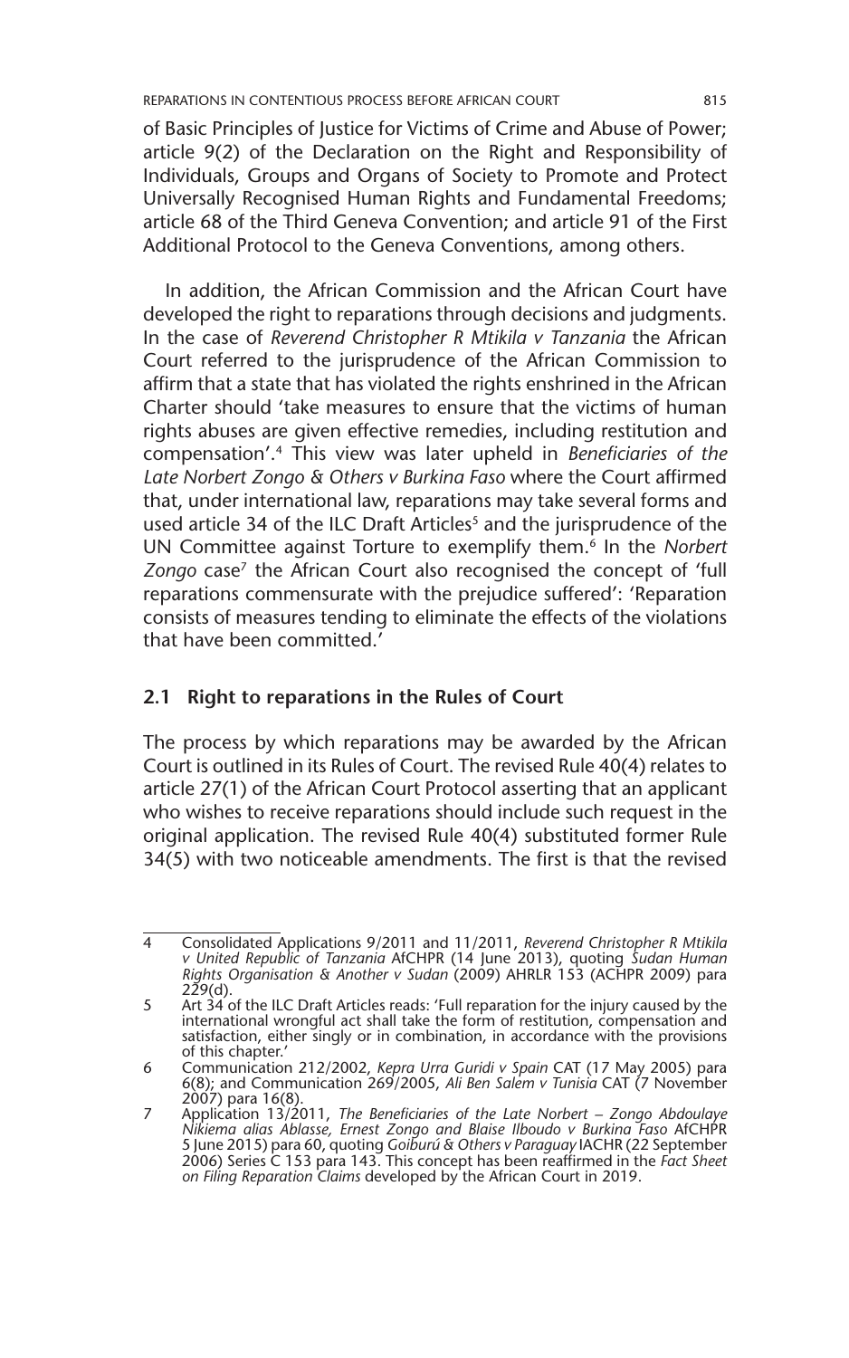of Basic Principles of Justice for Victims of Crime and Abuse of Power; article 9(2) of the Declaration on the Right and Responsibility of Individuals, Groups and Organs of Society to Promote and Protect Universally Recognised Human Rights and Fundamental Freedoms; article 68 of the Third Geneva Convention; and article 91 of the First Additional Protocol to the Geneva Conventions, among others.

In addition, the African Commission and the African Court have developed the right to reparations through decisions and judgments. In the case of *Reverend Christopher R Mtikila v Tanzania* the African Court referred to the jurisprudence of the African Commission to affirm that a state that has violated the rights enshrined in the African Charter should 'take measures to ensure that the victims of human rights abuses are given effective remedies, including restitution and compensation'.[4] This view was later upheld in *Beneficiaries of the Late Norbert Zongo & Others v Burkina Faso* where the Court affirmed that, under international law, reparations may take several forms and used article 34 of the ILC Draft Articles[5] and the jurisprudence of the UN Committee against Torture to exemplify them.[6] In the *Norbert Zongo* case[7] the African Court also recognised the concept of 'full reparations commensurate with the prejudice suffered': 'Reparation consists of measures tending to eliminate the effects of the violations that have been committed.'

## 2.1 Right to reparations in the Rules of Court

The process by which reparations may be awarded by the African Court is outlined in its Rules of Court. The revised Rule 40(4) relates to article 27(1) of the African Court Protocol asserting that an applicant who wishes to receive reparations should include such request in the original application. The revised Rule 40(4) substituted former Rule 34(5) with two noticeable amendments. The first is that the revised

---

4 Consolidated Applications 9/2011 and 11/2011, *Reverend Christopher R Mtikila v United Republic of Tanzania* AfCHPR (14 June 2013), quoting *Sudan Human Rights Organisation & Another v Sudan* (2009) AHRLR 153 (ACHPR 2009) para 229(d).

5 Art 34 of the ILC Draft Articles reads: 'Full reparation for the injury caused by the international wrongful act shall take the form of restitution, compensation and satisfaction, either singly or in combination, in accordance with the provisions of this chapter.'

6 Communication 212/2002, *Kepra Urra Guridi v Spain* CAT (17 May 2005) para 6(8); and Communication 269/2005, *Ali Ben Salem v Tunisia* CAT (7 November 2007) para 16(8).

7 Application 13/2011, *The Beneficiaries of the Late Norbert – Zongo Abdoulaye Nikiema alias Ablasse, Ernest Zongo and Blaise Ilboudo v Burkina Faso* AfCHPR 5 June 2015) para 60, quoting *Goiburú & Others v Paraguay* IACHR (22 September 2006) Series C 153 para 143. This concept has been reaffirmed in the *Fact Sheet on Filing Reparation Claims* developed by the African Court in 2019.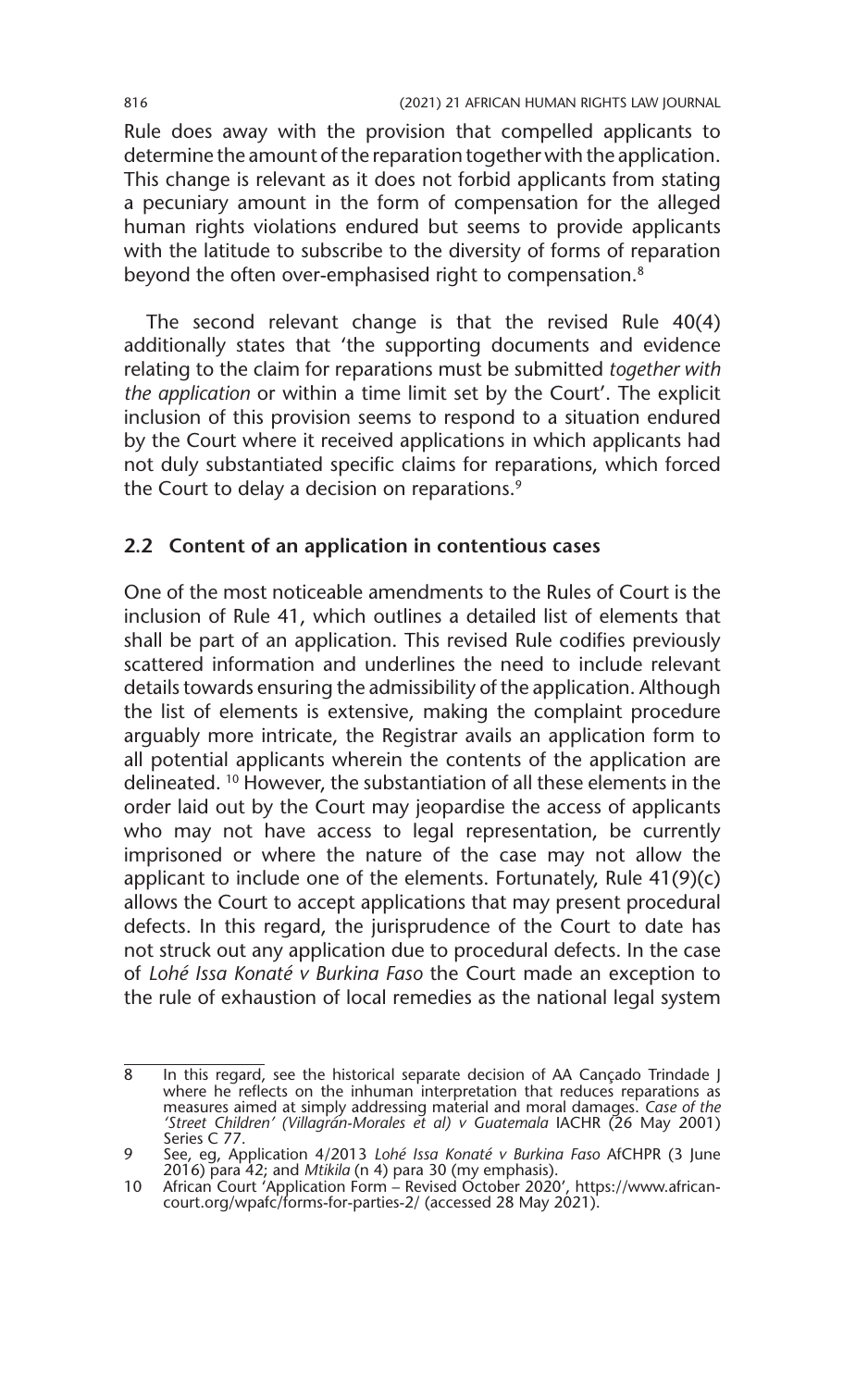Rule does away with the provision that compelled applicants to determine the amount of the reparation together with the application. This change is relevant as it does not forbid applicants from stating a pecuniary amount in the form of compensation for the alleged human rights violations endured but seems to provide applicants with the latitude to subscribe to the diversity of forms of reparation beyond the often over-emphasised right to compensation.[8]

The second relevant change is that the revised Rule 40(4) additionally states that 'the supporting documents and evidence relating to the claim for reparations must be submitted *together with the application* or within a time limit set by the Court'. The explicit inclusion of this provision seems to respond to a situation endured by the Court where it received applications in which applicants had not duly substantiated specific claims for reparations, which forced the Court to delay a decision on reparations.[9]

### 2.2 Content of an application in contentious cases

One of the most noticeable amendments to the Rules of Court is the inclusion of Rule 41, which outlines a detailed list of elements that shall be part of an application. This revised Rule codifies previously scattered information and underlines the need to include relevant details towards ensuring the admissibility of the application. Although the list of elements is extensive, making the complaint procedure arguably more intricate, the Registrar avails an application form to all potential applicants wherein the contents of the application are delineated. [10] However, the substantiation of all these elements in the order laid out by the Court may jeopardise the access of applicants who may not have access to legal representation, be currently imprisoned or where the nature of the case may not allow the applicant to include one of the elements. Fortunately, Rule 41(9)(c) allows the Court to accept applications that may present procedural defects. In this regard, the jurisprudence of the Court to date has not struck out any application due to procedural defects. In the case of *Lohé Issa Konaté v Burkina Faso* the Court made an exception to the rule of exhaustion of local remedies as the national legal system

---

8 In this regard, see the historical separate decision of AA Cançado Trindade J where he reflects on the inhuman interpretation that reduces reparations as measures aimed at simply addressing material and moral damages. *Case of the 'Street Children' (Villagrán-Morales et al) v Guatemala* IACHR (26 May 2001) Series C 77.

9 See, eg, Application 4/2013 *Lohé Issa Konaté v Burkina Faso* AfCHPR (3 June 2016) para 42; and *Mtikila* (n 4) para 30 (my emphasis).

10 African Court 'Application Form – Revised October 2020', https://www.african-court.org/wpafc/forms-for-parties-2/ (accessed 28 May 2021).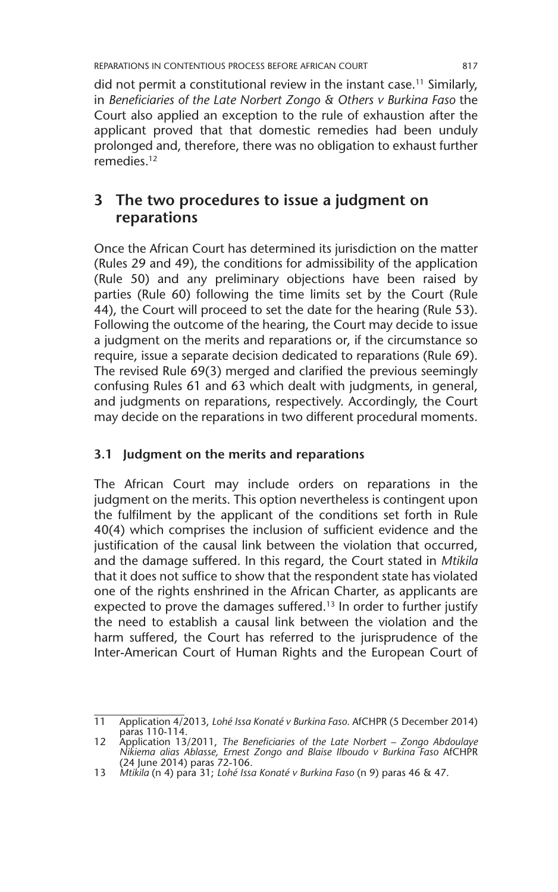did not permit a constitutional review in the instant case.[11] Similarly, in *Beneficiaries of the Late Norbert Zongo & Others v Burkina Faso* the Court also applied an exception to the rule of exhaustion after the applicant proved that that domestic remedies had been unduly prolonged and, therefore, there was no obligation to exhaust further remedies.[12]

## 3 The two procedures to issue a judgment on reparations

Once the African Court has determined its jurisdiction on the matter (Rules 29 and 49), the conditions for admissibility of the application (Rule 50) and any preliminary objections have been raised by parties (Rule 60) following the time limits set by the Court (Rule 44), the Court will proceed to set the date for the hearing (Rule 53). Following the outcome of the hearing, the Court may decide to issue a judgment on the merits and reparations or, if the circumstance so require, issue a separate decision dedicated to reparations (Rule 69). The revised Rule 69(3) merged and clarified the previous seemingly confusing Rules 61 and 63 which dealt with judgments, in general, and judgments on reparations, respectively. Accordingly, the Court may decide on the reparations in two different procedural moments.

### 3.1 Judgment on the merits and reparations

The African Court may include orders on reparations in the judgment on the merits. This option nevertheless is contingent upon the fulfilment by the applicant of the conditions set forth in Rule 40(4) which comprises the inclusion of sufficient evidence and the justification of the causal link between the violation that occurred, and the damage suffered. In this regard, the Court stated in *Mtikila* that it does not suffice to show that the respondent state has violated one of the rights enshrined in the African Charter, as applicants are expected to prove the damages suffered.[13] In order to further justify the need to establish a causal link between the violation and the harm suffered, the Court has referred to the jurisprudence of the Inter-American Court of Human Rights and the European Court of

---

11 Application 4/2013, *Lohé Issa Konaté v Burkina Faso.* AfCHPR (5 December 2014) paras 110-114.

12 Application 13/2011, *The Beneficiaries of the Late Norbert – Zongo Abdoulaye Nikiema alias Ablasse, Ernest Zongo and Blaise Ilboudo v Burkina Faso* AfCHPR (24 June 2014) paras 72-106.

13 *Mtikila* (n 4) para 31; *Lohé Issa Konaté v Burkina Faso* (n 9) paras 46 & 47.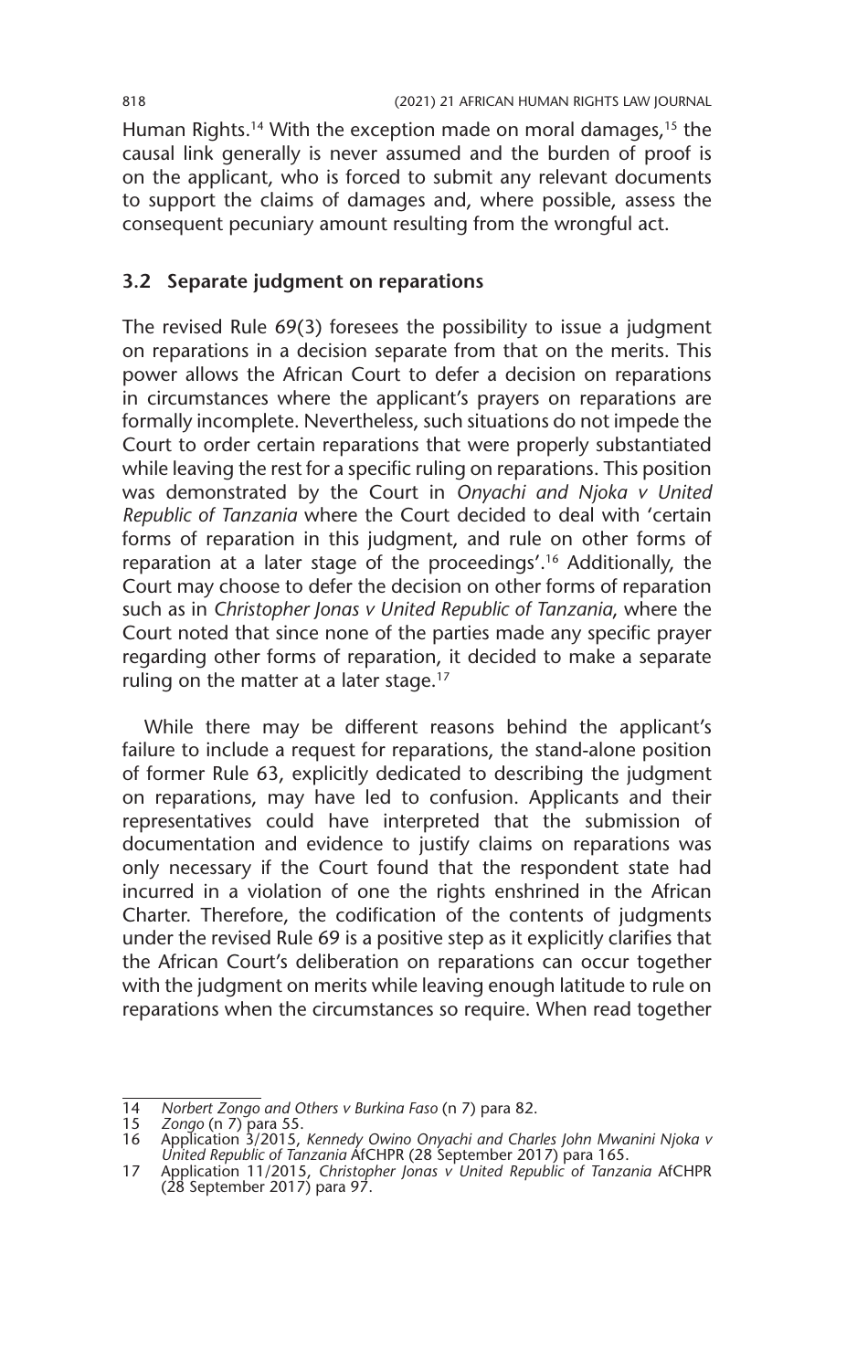Human Rights.[14] With the exception made on moral damages,[15] the causal link generally is never assumed and the burden of proof is on the applicant, who is forced to submit any relevant documents to support the claims of damages and, where possible, assess the consequent pecuniary amount resulting from the wrongful act.

### 3.2 Separate judgment on reparations

The revised Rule 69(3) foresees the possibility to issue a judgment on reparations in a decision separate from that on the merits. This power allows the African Court to defer a decision on reparations in circumstances where the applicant's prayers on reparations are formally incomplete. Nevertheless, such situations do not impede the Court to order certain reparations that were properly substantiated while leaving the rest for a specific ruling on reparations. This position was demonstrated by the Court in *Onyachi and Njoka v United Republic of Tanzania* where the Court decided to deal with 'certain forms of reparation in this judgment, and rule on other forms of reparation at a later stage of the proceedings'.[16] Additionally, the Court may choose to defer the decision on other forms of reparation such as in *Christopher Jonas v United Republic of Tanzania*, where the Court noted that since none of the parties made any specific prayer regarding other forms of reparation, it decided to make a separate ruling on the matter at a later stage.[17]

While there may be different reasons behind the applicant's failure to include a request for reparations, the stand-alone position of former Rule 63, explicitly dedicated to describing the judgment on reparations, may have led to confusion. Applicants and their representatives could have interpreted that the submission of documentation and evidence to justify claims on reparations was only necessary if the Court found that the respondent state had incurred in a violation of one the rights enshrined in the African Charter. Therefore, the codification of the contents of judgments under the revised Rule 69 is a positive step as it explicitly clarifies that the African Court's deliberation on reparations can occur together with the judgment on merits while leaving enough latitude to rule on reparations when the circumstances so require. When read together

---

14 *Norbert Zongo and Others v Burkina Faso* (n 7) para 82.

15 *Zongo* (n 7) para 55.

16 Application 3/2015, *Kennedy Owino Onyachi and Charles John Mwanini Njoka v United Republic of Tanzania* AfCHPR (28 September 2017) para 165.

17 Application 11/2015, *Christopher Jonas v United Republic of Tanzania* AfCHPR (28 September 2017) para 97.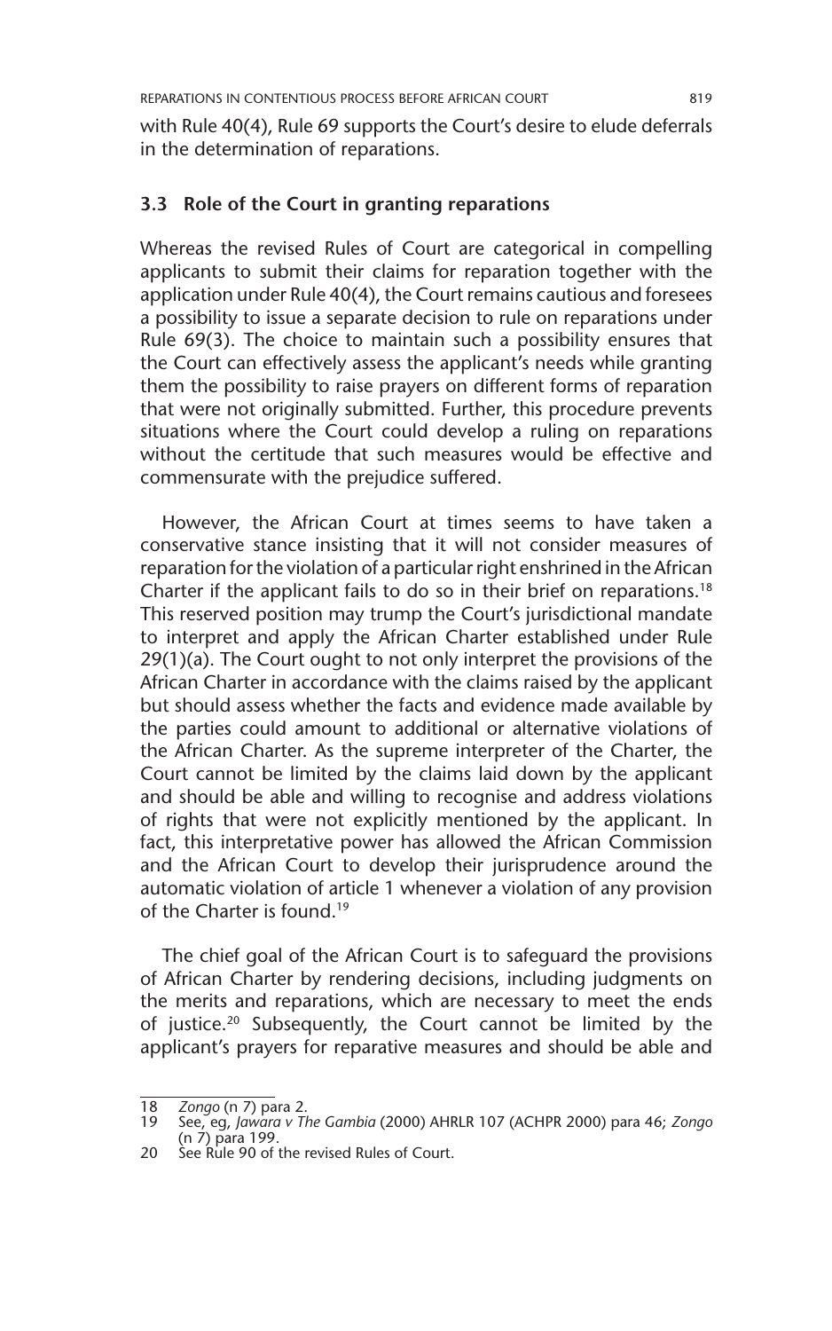with Rule 40(4), Rule 69 supports the Court's desire to elude deferrals in the determination of reparations.

### 3.3 Role of the Court in granting reparations

Whereas the revised Rules of Court are categorical in compelling applicants to submit their claims for reparation together with the application under Rule 40(4), the Court remains cautious and foresees a possibility to issue a separate decision to rule on reparations under Rule 69(3). The choice to maintain such a possibility ensures that the Court can effectively assess the applicant's needs while granting them the possibility to raise prayers on different forms of reparation that were not originally submitted. Further, this procedure prevents situations where the Court could develop a ruling on reparations without the certitude that such measures would be effective and commensurate with the prejudice suffered.

However, the African Court at times seems to have taken a conservative stance insisting that it will not consider measures of reparation for the violation of a particular right enshrined in the African Charter if the applicant fails to do so in their brief on reparations.[18] This reserved position may trump the Court's jurisdictional mandate to interpret and apply the African Charter established under Rule 29(1)(a). The Court ought to not only interpret the provisions of the African Charter in accordance with the claims raised by the applicant but should assess whether the facts and evidence made available by the parties could amount to additional or alternative violations of the African Charter. As the supreme interpreter of the Charter, the Court cannot be limited by the claims laid down by the applicant and should be able and willing to recognise and address violations of rights that were not explicitly mentioned by the applicant. In fact, this interpretative power has allowed the African Commission and the African Court to develop their jurisprudence around the automatic violation of article 1 whenever a violation of any provision of the Charter is found.[19]

The chief goal of the African Court is to safeguard the provisions of African Charter by rendering decisions, including judgments on the merits and reparations, which are necessary to meet the ends of justice.[20] Subsequently, the Court cannot be limited by the applicant's prayers for reparative measures and should be able and

---

18 *Zongo* (n 7) para 2.

19 See, eg, *Jawara v The Gambia* (2000) AHRLR 107 (ACHPR 2000) para 46; *Zongo* (n 7) para 199.

20 See Rule 90 of the revised Rules of Court.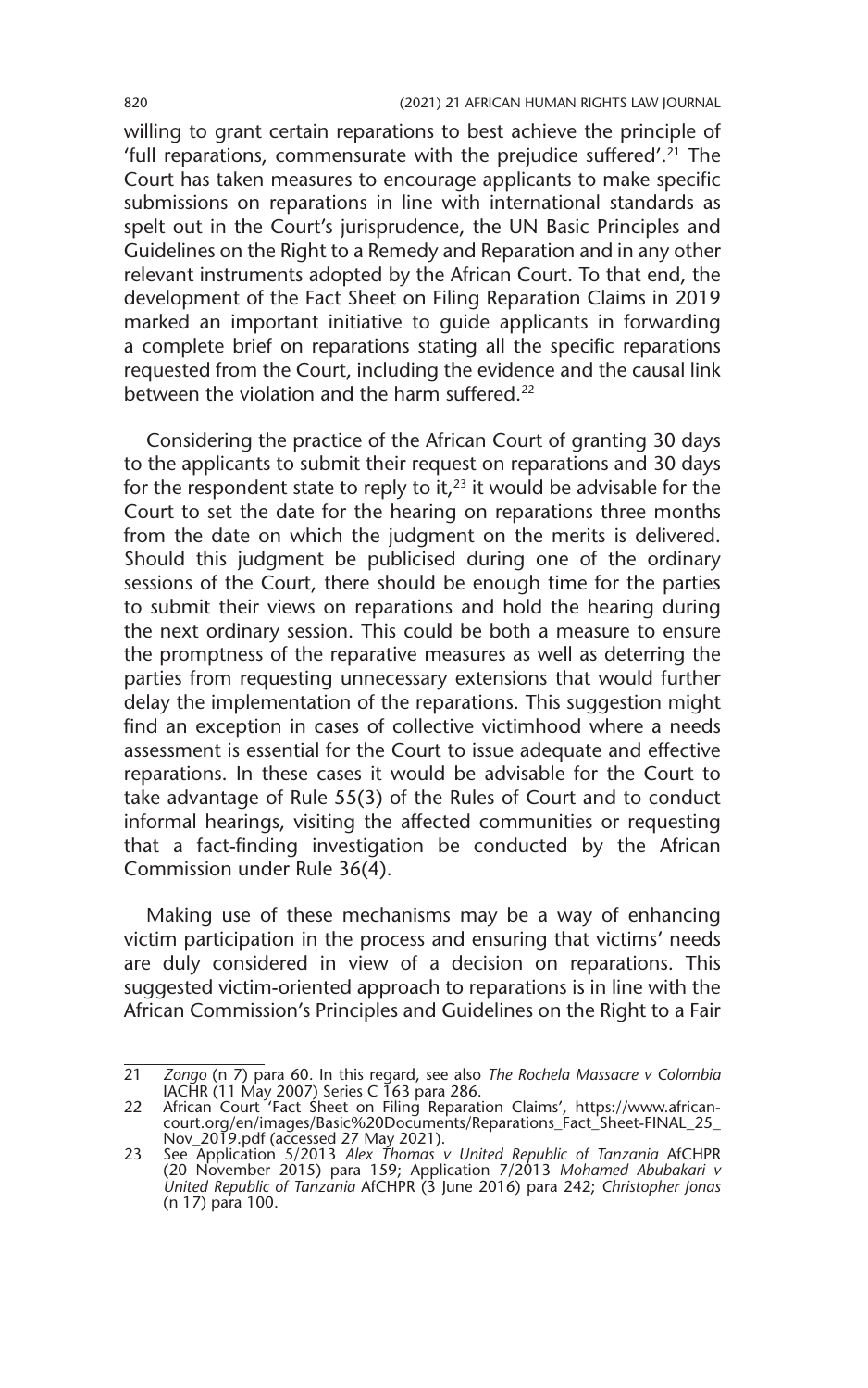willing to grant certain reparations to best achieve the principle of 'full reparations, commensurate with the prejudice suffered'.[21] The Court has taken measures to encourage applicants to make specific submissions on reparations in line with international standards as spelt out in the Court's jurisprudence, the UN Basic Principles and Guidelines on the Right to a Remedy and Reparation and in any other relevant instruments adopted by the African Court. To that end, the development of the Fact Sheet on Filing Reparation Claims in 2019 marked an important initiative to guide applicants in forwarding a complete brief on reparations stating all the specific reparations requested from the Court, including the evidence and the causal link between the violation and the harm suffered.[22]

Considering the practice of the African Court of granting 30 days to the applicants to submit their request on reparations and 30 days for the respondent state to reply to it,[23] it would be advisable for the Court to set the date for the hearing on reparations three months from the date on which the judgment on the merits is delivered. Should this judgment be publicised during one of the ordinary sessions of the Court, there should be enough time for the parties to submit their views on reparations and hold the hearing during the next ordinary session. This could be both a measure to ensure the promptness of the reparative measures as well as deterring the parties from requesting unnecessary extensions that would further delay the implementation of the reparations. This suggestion might find an exception in cases of collective victimhood where a needs assessment is essential for the Court to issue adequate and effective reparations. In these cases it would be advisable for the Court to take advantage of Rule 55(3) of the Rules of Court and to conduct informal hearings, visiting the affected communities or requesting that a fact-finding investigation be conducted by the African Commission under Rule 36(4).

Making use of these mechanisms may be a way of enhancing victim participation in the process and ensuring that victims' needs are duly considered in view of a decision on reparations. This suggested victim-oriented approach to reparations is in line with the African Commission's Principles and Guidelines on the Right to a Fair

---

21 *Zongo* (n 7) para 60. In this regard, see also *The Rochela Massacre v Colombia* IACHR (11 May 2007) Series C 163 para 286.

22 African Court 'Fact Sheet on Filing Reparation Claims', https://www.african-court.org/en/images/Basic%20Documents/Reparations_Fact_Sheet-FINAL_25_Nov_2019.pdf (accessed 27 May 2021).

23 See Application 5/2013 *Alex Thomas v United Republic of Tanzania* AfCHPR (20 November 2015) para 159; Application 7/2013 *Mohamed Abubakari v United Republic of Tanzania* AfCHPR (3 June 2016) para 242; *Christopher Jonas* (n 17) para 100.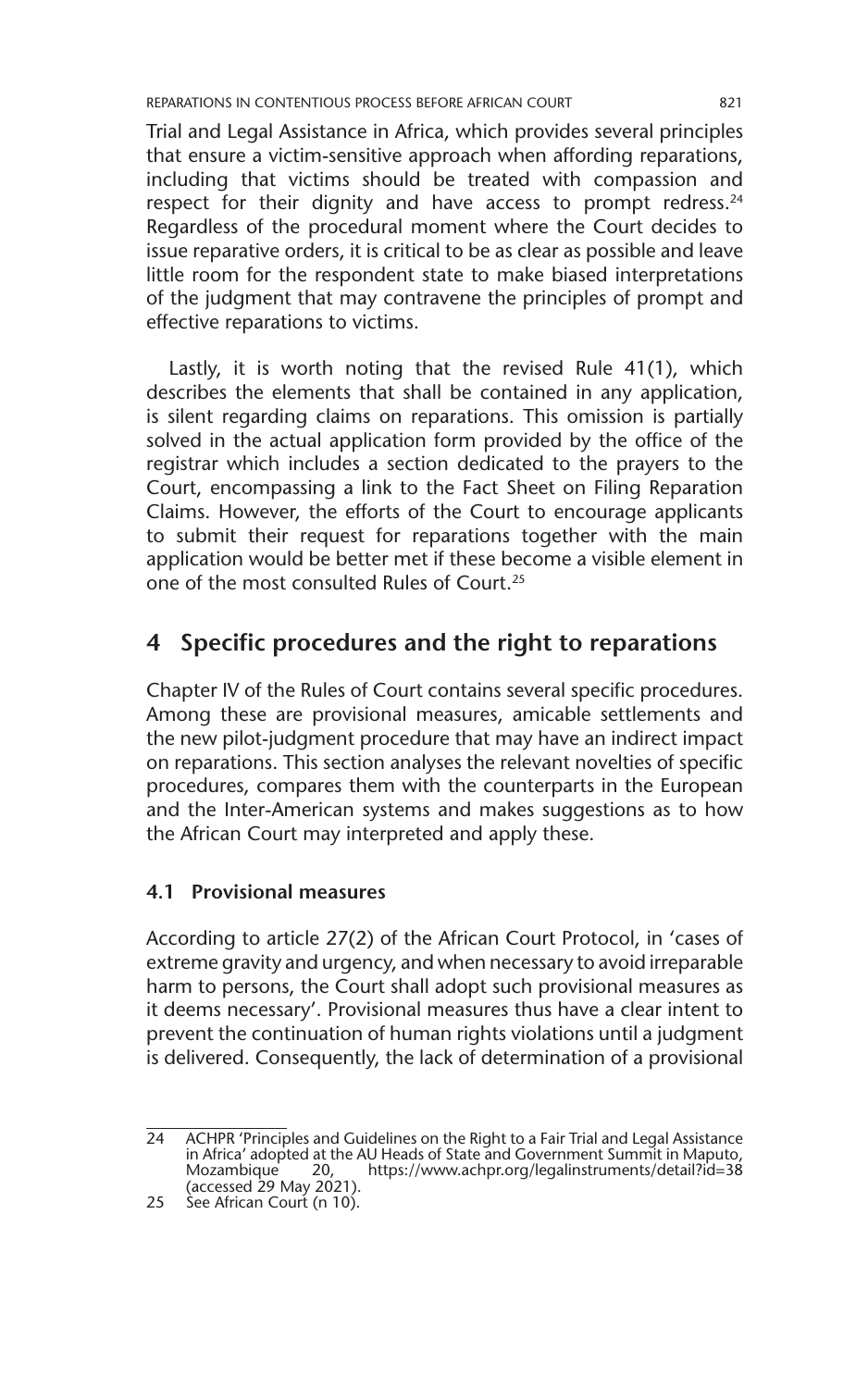Trial and Legal Assistance in Africa, which provides several principles that ensure a victim-sensitive approach when affording reparations, including that victims should be treated with compassion and respect for their dignity and have access to prompt redress.[24] Regardless of the procedural moment where the Court decides to issue reparative orders, it is critical to be as clear as possible and leave little room for the respondent state to make biased interpretations of the judgment that may contravene the principles of prompt and effective reparations to victims.

Lastly, it is worth noting that the revised Rule 41(1), which describes the elements that shall be contained in any application, is silent regarding claims on reparations. This omission is partially solved in the actual application form provided by the office of the registrar which includes a section dedicated to the prayers to the Court, encompassing a link to the Fact Sheet on Filing Reparation Claims. However, the efforts of the Court to encourage applicants to submit their request for reparations together with the main application would be better met if these become a visible element in one of the most consulted Rules of Court.[25]

## 4 Specific procedures and the right to reparations

Chapter IV of the Rules of Court contains several specific procedures. Among these are provisional measures, amicable settlements and the new pilot-judgment procedure that may have an indirect impact on reparations. This section analyses the relevant novelties of specific procedures, compares them with the counterparts in the European and the Inter-American systems and makes suggestions as to how the African Court may interpreted and apply these.

### 4.1 Provisional measures

According to article 27(2) of the African Court Protocol, in 'cases of extreme gravity and urgency, and when necessary to avoid irreparable harm to persons, the Court shall adopt such provisional measures as it deems necessary'. Provisional measures thus have a clear intent to prevent the continuation of human rights violations until a judgment is delivered. Consequently, the lack of determination of a provisional

---

24 ACHPR 'Principles and Guidelines on the Right to a Fair Trial and Legal Assistance in Africa' adopted at the AU Heads of State and Government Summit in Maputo, Mozambique 20, https://www.achpr.org/legalinstruments/detail?id=38 (accessed 29 May 2021).

25 See African Court (n 10).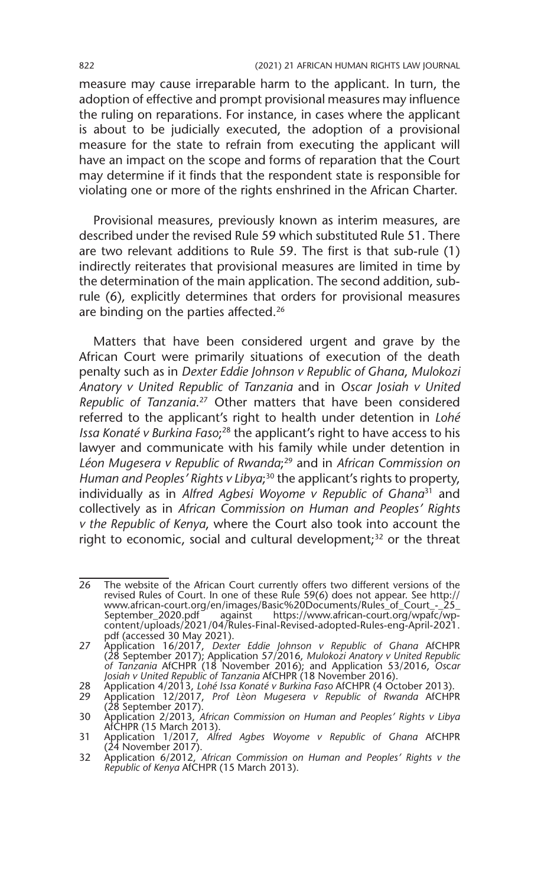measure may cause irreparable harm to the applicant. In turn, the adoption of effective and prompt provisional measures may influence the ruling on reparations. For instance, in cases where the applicant is about to be judicially executed, the adoption of a provisional measure for the state to refrain from executing the applicant will have an impact on the scope and forms of reparation that the Court may determine if it finds that the respondent state is responsible for violating one or more of the rights enshrined in the African Charter.

Provisional measures, previously known as interim measures, are described under the revised Rule 59 which substituted Rule 51. There are two relevant additions to Rule 59. The first is that sub-rule (1) indirectly reiterates that provisional measures are limited in time by the determination of the main application. The second addition, sub-rule (6), explicitly determines that orders for provisional measures are binding on the parties affected.[26]

Matters that have been considered urgent and grave by the African Court were primarily situations of execution of the death penalty such as in *Dexter Eddie Johnson v Republic of Ghana*, *Mulokozi Anatory v United Republic of Tanzania* and in *Oscar Josiah v United Republic of Tanzania*.[27] Other matters that have been considered referred to the applicant's right to health under detention in *Lohé Issa Konaté v Burkina Faso*;[28] the applicant's right to have access to his lawyer and communicate with his family while under detention in *Léon Mugesera v Republic of Rwanda*;[29] and in *African Commission on Human and Peoples' Rights v Libya*;[30] the applicant's rights to property, individually as in *Alfred Agbesi Woyome v Republic of Ghana*[31] and collectively as in *African Commission on Human and Peoples' Rights v the Republic of Kenya*, where the Court also took into account the right to economic, social and cultural development;[32] or the threat

---

26 The website of the African Court currently offers two different versions of the revised Rules of Court. In one of these Rule 59(6) does not appear. See http://www.african-court.org/en/images/Basic%20Documents/Rules_of_Court_-_25_September_2020.pdf against https://www.african-court.org/wpafc/wp-content/uploads/2021/04/Rules-Final-Revised-adopted-Rules-eng-April-2021.pdf (accessed 30 May 2021).

27 Application 16/2017, *Dexter Eddie Johnson v Republic of Ghana* AfCHPR (28 September 2017); Application 57/2016, *Mulokozi Anatory v United Republic of Tanzania* AfCHPR (18 November 2016); and Application 53/2016, *Oscar Josiah v United Republic of Tanzania* AfCHPR (18 November 2016).

28 Application 4/2013, *Lohé Issa Konaté v Burkina Faso* AfCHPR (4 October 2013).

29 Application 12/2017, *Prof Lèon Mugesera v Republic of Rwanda* AfCHPR (28 September 2017).

30 Application 2/2013, *African Commission on Human and Peoples' Rights v Libya* AfCHPR (15 March 2013).

31 Application 1/2017, *Alfred Agbes Woyome v Republic of Ghana* AfCHPR (24 November 2017).

32 Application 6/2012, *African Commission on Human and Peoples' Rights v the Republic of Kenya* AfCHPR (15 March 2013).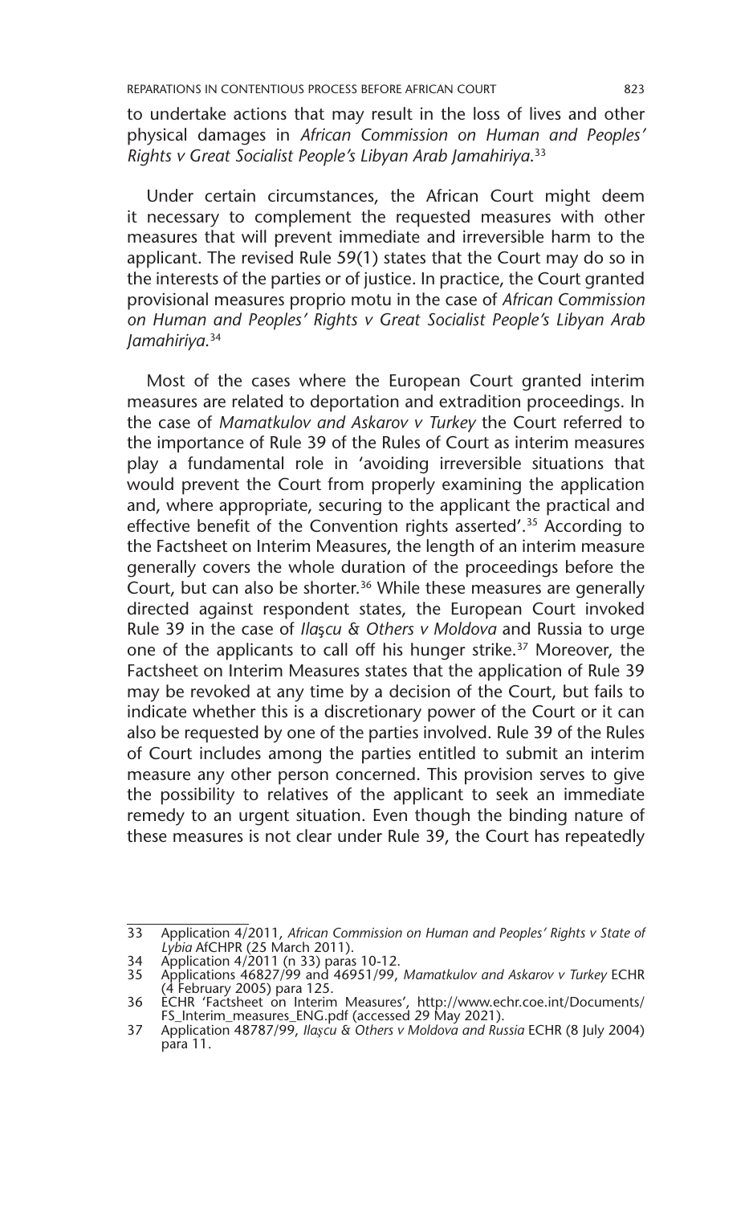to undertake actions that may result in the loss of lives and other physical damages in *African Commission on Human and Peoples' Rights v Great Socialist People's Libyan Arab Jamahiriya*.[33]

Under certain circumstances, the African Court might deem it necessary to complement the requested measures with other measures that will prevent immediate and irreversible harm to the applicant. The revised Rule 59(1) states that the Court may do so in the interests of the parties or of justice. In practice, the Court granted provisional measures proprio motu in the case of *African Commission on Human and Peoples' Rights v Great Socialist People's Libyan Arab Jamahiriya*.[34]

Most of the cases where the European Court granted interim measures are related to deportation and extradition proceedings. In the case of *Mamatkulov and Askarov v Turkey* the Court referred to the importance of Rule 39 of the Rules of Court as interim measures play a fundamental role in 'avoiding irreversible situations that would prevent the Court from properly examining the application and, where appropriate, securing to the applicant the practical and effective benefit of the Convention rights asserted'.[35] According to the Factsheet on Interim Measures, the length of an interim measure generally covers the whole duration of the proceedings before the Court, but can also be shorter.[36] While these measures are generally directed against respondent states, the European Court invoked Rule 39 in the case of *Ilaşcu & Others v Moldova* and Russia to urge one of the applicants to call off his hunger strike.[37] Moreover, the Factsheet on Interim Measures states that the application of Rule 39 may be revoked at any time by a decision of the Court, but fails to indicate whether this is a discretionary power of the Court or it can also be requested by one of the parties involved. Rule 39 of the Rules of Court includes among the parties entitled to submit an interim measure any other person concerned. This provision serves to give the possibility to relatives of the applicant to seek an immediate remedy to an urgent situation. Even though the binding nature of these measures is not clear under Rule 39, the Court has repeatedly

---

33 Application 4/2011, *African Commission on Human and Peoples' Rights v State of Lybia* AfCHPR (25 March 2011).

34 Application 4/2011 (n 33) paras 10-12.

35 Applications 46827/99 and 46951/99, *Mamatkulov and Askarov v Turkey* ECHR (4 February 2005) para 125.

36 ECHR 'Factsheet on Interim Measures', http://www.echr.coe.int/Documents/FS_Interim_measures_ENG.pdf (accessed 29 May 2021).

37 Application 48787/99, *Ilaşcu & Others v Moldova and Russia* ECHR (8 July 2004) para 11.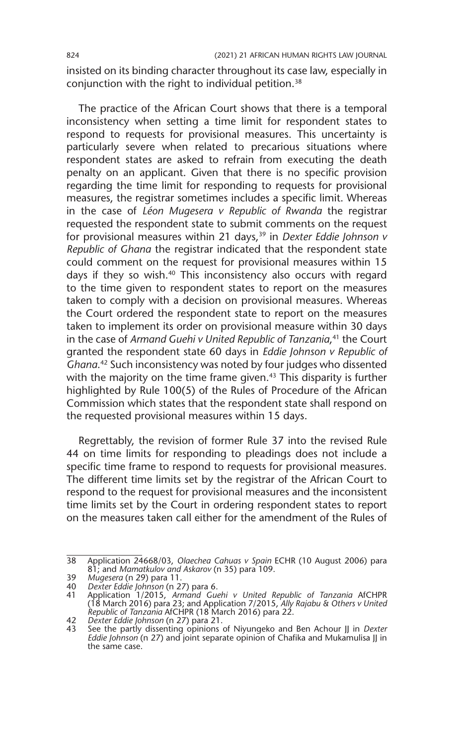insisted on its binding character throughout its case law, especially in conjunction with the right to individual petition.[38]

The practice of the African Court shows that there is a temporal inconsistency when setting a time limit for respondent states to respond to requests for provisional measures. This uncertainty is particularly severe when related to precarious situations where respondent states are asked to refrain from executing the death penalty on an applicant. Given that there is no specific provision regarding the time limit for responding to requests for provisional measures, the registrar sometimes includes a specific limit. Whereas in the case of *Léon Mugesera v Republic of Rwanda* the registrar requested the respondent state to submit comments on the request for provisional measures within 21 days,[39] in *Dexter Eddie Johnson v Republic of Ghana* the registrar indicated that the respondent state could comment on the request for provisional measures within 15 days if they so wish.[40] This inconsistency also occurs with regard to the time given to respondent states to report on the measures taken to comply with a decision on provisional measures. Whereas the Court ordered the respondent state to report on the measures taken to implement its order on provisional measure within 30 days in the case of *Armand Guehi v United Republic of Tanzania*,[41] the Court granted the respondent state 60 days in *Eddie Johnson v Republic of Ghana*.[42] Such inconsistency was noted by four judges who dissented with the majority on the time frame given.[43] This disparity is further highlighted by Rule 100(5) of the Rules of Procedure of the African Commission which states that the respondent state shall respond on the requested provisional measures within 15 days.

Regrettably, the revision of former Rule 37 into the revised Rule 44 on time limits for responding to pleadings does not include a specific time frame to respond to requests for provisional measures. The different time limits set by the registrar of the African Court to respond to the request for provisional measures and the inconsistent time limits set by the Court in ordering respondent states to report on the measures taken call either for the amendment of the Rules of

---

38 Application 24668/03, *Olaechea Cahuas v Spain* ECHR (10 August 2006) para 81; and *Mamatkulov and Askarov* (n 35) para 109.

39 *Mugesera* (n 29) para 11.

40 *Dexter Eddie Johnson* (n 27) para 6.

41 Application 1/2015, *Armand Guehi v United Republic of Tanzania* AfCHPR (18 March 2016) para 23; and Application 7/2015, *Ally Rajabu & Others v United Republic of Tanzania* AfCHPR (18 March 2016) para 22.

42 *Dexter Eddie Johnson* (n 27) para 21.

43 See the partly dissenting opinions of Niyungeko and Ben Achour JJ in *Dexter Eddie Johnson* (n 27) and joint separate opinion of Chafika and Mukamulisa JJ in the same case.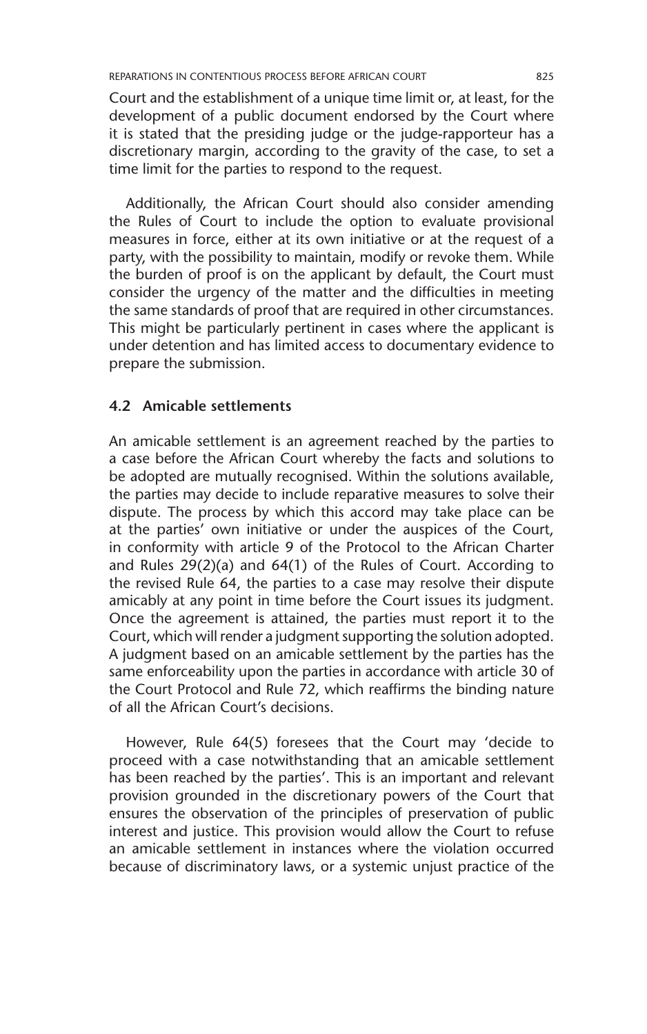Court and the establishment of a unique time limit or, at least, for the development of a public document endorsed by the Court where it is stated that the presiding judge or the judge-rapporteur has a discretionary margin, according to the gravity of the case, to set a time limit for the parties to respond to the request.

Additionally, the African Court should also consider amending the Rules of Court to include the option to evaluate provisional measures in force, either at its own initiative or at the request of a party, with the possibility to maintain, modify or revoke them. While the burden of proof is on the applicant by default, the Court must consider the urgency of the matter and the difficulties in meeting the same standards of proof that are required in other circumstances. This might be particularly pertinent in cases where the applicant is under detention and has limited access to documentary evidence to prepare the submission.

### 4.2 Amicable settlements

An amicable settlement is an agreement reached by the parties to a case before the African Court whereby the facts and solutions to be adopted are mutually recognised. Within the solutions available, the parties may decide to include reparative measures to solve their dispute. The process by which this accord may take place can be at the parties' own initiative or under the auspices of the Court, in conformity with article 9 of the Protocol to the African Charter and Rules 29(2)(a) and 64(1) of the Rules of Court. According to the revised Rule 64, the parties to a case may resolve their dispute amicably at any point in time before the Court issues its judgment. Once the agreement is attained, the parties must report it to the Court, which will render a judgment supporting the solution adopted. A judgment based on an amicable settlement by the parties has the same enforceability upon the parties in accordance with article 30 of the Court Protocol and Rule 72, which reaffirms the binding nature of all the African Court's decisions.

However, Rule 64(5) foresees that the Court may 'decide to proceed with a case notwithstanding that an amicable settlement has been reached by the parties'. This is an important and relevant provision grounded in the discretionary powers of the Court that ensures the observation of the principles of preservation of public interest and justice. This provision would allow the Court to refuse an amicable settlement in instances where the violation occurred because of discriminatory laws, or a systemic unjust practice of the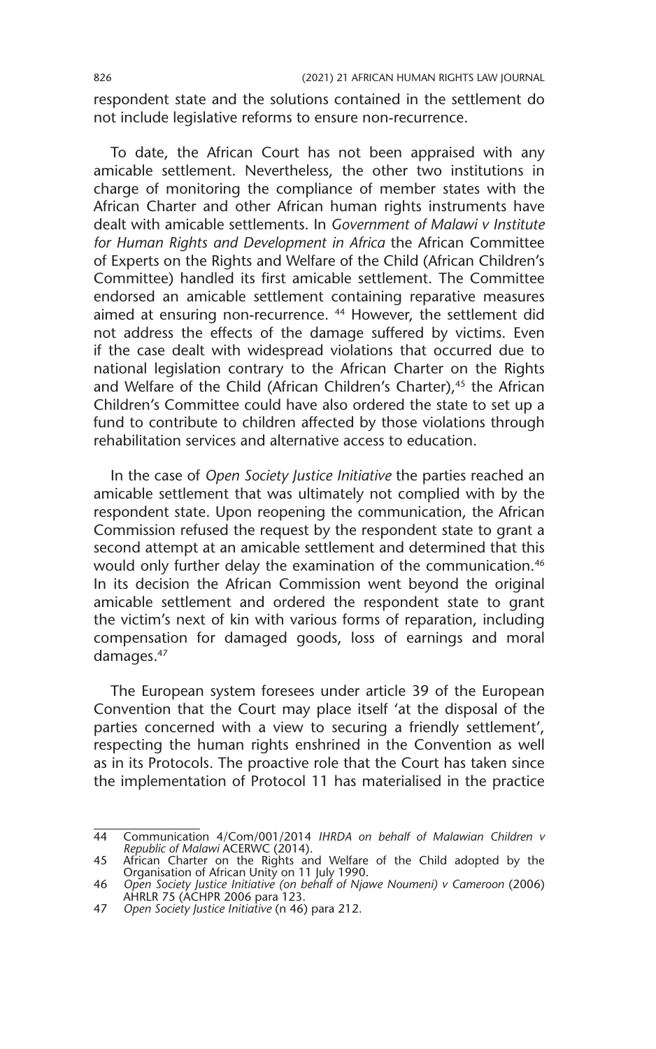respondent state and the solutions contained in the settlement do not include legislative reforms to ensure non-recurrence.

To date, the African Court has not been appraised with any amicable settlement. Nevertheless, the other two institutions in charge of monitoring the compliance of member states with the African Charter and other African human rights instruments have dealt with amicable settlements. In *Government of Malawi v Institute for Human Rights and Development in Africa* the African Committee of Experts on the Rights and Welfare of the Child (African Children's Committee) handled its first amicable settlement. The Committee endorsed an amicable settlement containing reparative measures aimed at ensuring non-recurrence. [44] However, the settlement did not address the effects of the damage suffered by victims. Even if the case dealt with widespread violations that occurred due to national legislation contrary to the African Charter on the Rights and Welfare of the Child (African Children's Charter),[45] the African Children's Committee could have also ordered the state to set up a fund to contribute to children affected by those violations through rehabilitation services and alternative access to education.

In the case of *Open Society Justice Initiative* the parties reached an amicable settlement that was ultimately not complied with by the respondent state. Upon reopening the communication, the African Commission refused the request by the respondent state to grant a second attempt at an amicable settlement and determined that this would only further delay the examination of the communication.[46] In its decision the African Commission went beyond the original amicable settlement and ordered the respondent state to grant the victim's next of kin with various forms of reparation, including compensation for damaged goods, loss of earnings and moral damages.[47]

The European system foresees under article 39 of the European Convention that the Court may place itself 'at the disposal of the parties concerned with a view to securing a friendly settlement', respecting the human rights enshrined in the Convention as well as in its Protocols. The proactive role that the Court has taken since the implementation of Protocol 11 has materialised in the practice

---

44 Communication 4/Com/001/2014 *IHRDA on behalf of Malawian Children v Republic of Malawi* ACERWC (2014).

45 African Charter on the Rights and Welfare of the Child adopted by the Organisation of African Unity on 11 July 1990.

46 *Open Society Justice Initiative (on behalf of Njawe Noumeni) v Cameroon* (2006) AHRLR 75 (ACHPR 2006 para 123.

47 *Open Society Justice Initiative* (n 46) para 212.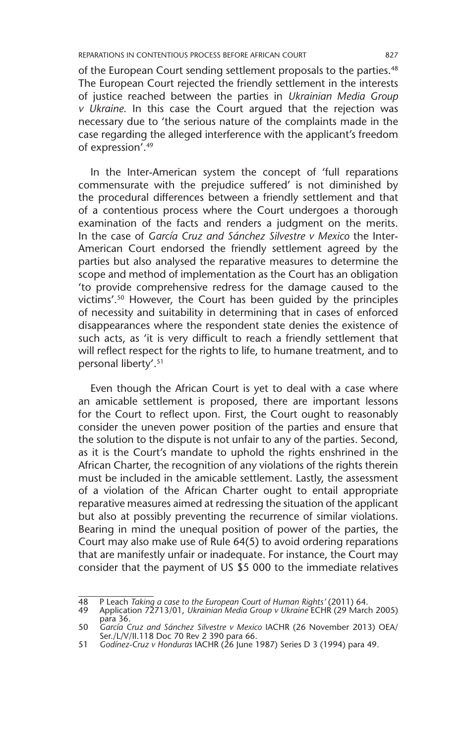of the European Court sending settlement proposals to the parties.[48] The European Court rejected the friendly settlement in the interests of justice reached between the parties in *Ukrainian Media Group v Ukraine*. In this case the Court argued that the rejection was necessary due to 'the serious nature of the complaints made in the case regarding the alleged interference with the applicant's freedom of expression'.[49]

In the Inter-American system the concept of 'full reparations commensurate with the prejudice suffered' is not diminished by the procedural differences between a friendly settlement and that of a contentious process where the Court undergoes a thorough examination of the facts and renders a judgment on the merits. In the case of *García Cruz and Sánchez Silvestre v Mexico* the Inter-American Court endorsed the friendly settlement agreed by the parties but also analysed the reparative measures to determine the scope and method of implementation as the Court has an obligation 'to provide comprehensive redress for the damage caused to the victims'.[50] However, the Court has been guided by the principles of necessity and suitability in determining that in cases of enforced disappearances where the respondent state denies the existence of such acts, as 'it is very difficult to reach a friendly settlement that will reflect respect for the rights to life, to humane treatment, and to personal liberty'.[51]

Even though the African Court is yet to deal with a case where an amicable settlement is proposed, there are important lessons for the Court to reflect upon. First, the Court ought to reasonably consider the uneven power position of the parties and ensure that the solution to the dispute is not unfair to any of the parties. Second, as it is the Court's mandate to uphold the rights enshrined in the African Charter, the recognition of any violations of the rights therein must be included in the amicable settlement. Lastly, the assessment of a violation of the African Charter ought to entail appropriate reparative measures aimed at redressing the situation of the applicant but also at possibly preventing the recurrence of similar violations. Bearing in mind the unequal position of power of the parties, the Court may also make use of Rule 64(5) to avoid ordering reparations that are manifestly unfair or inadequate. For instance, the Court may consider that the payment of US $5 000 to the immediate relatives

---

48 P Leach *Taking a case to the European Court of Human Rights'* (2011) 64.

49 Application 72713/01, *Ukrainian Media Group v Ukraine* ECHR (29 March 2005) para 36.

50 *García Cruz and Sánchez Silvestre v Mexico* IACHR (26 November 2013) OEA/Ser./L/V/II.118 Doc 70 Rev 2 390 para 66.

51 *Godínez-Cruz v Honduras* IACHR (26 June 1987) Series D 3 (1994) para 49.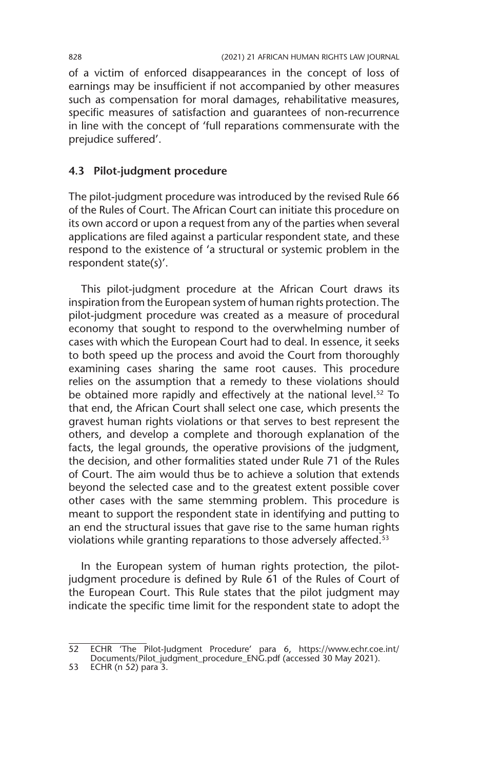of a victim of enforced disappearances in the concept of loss of earnings may be insufficient if not accompanied by other measures such as compensation for moral damages, rehabilitative measures, specific measures of satisfaction and guarantees of non-recurrence in line with the concept of 'full reparations commensurate with the prejudice suffered'.

### 4.3 Pilot-judgment procedure

The pilot-judgment procedure was introduced by the revised Rule 66 of the Rules of Court. The African Court can initiate this procedure on its own accord or upon a request from any of the parties when several applications are filed against a particular respondent state, and these respond to the existence of 'a structural or systemic problem in the respondent state(s)'.

This pilot-judgment procedure at the African Court draws its inspiration from the European system of human rights protection. The pilot-judgment procedure was created as a measure of procedural economy that sought to respond to the overwhelming number of cases with which the European Court had to deal. In essence, it seeks to both speed up the process and avoid the Court from thoroughly examining cases sharing the same root causes. This procedure relies on the assumption that a remedy to these violations should be obtained more rapidly and effectively at the national level.[52] To that end, the African Court shall select one case, which presents the gravest human rights violations or that serves to best represent the others, and develop a complete and thorough explanation of the facts, the legal grounds, the operative provisions of the judgment, the decision, and other formalities stated under Rule 71 of the Rules of Court. The aim would thus be to achieve a solution that extends beyond the selected case and to the greatest extent possible cover other cases with the same stemming problem. This procedure is meant to support the respondent state in identifying and putting to an end the structural issues that gave rise to the same human rights violations while granting reparations to those adversely affected.[53]

In the European system of human rights protection, the pilot-judgment procedure is defined by Rule 61 of the Rules of Court of the European Court. This Rule states that the pilot judgment may indicate the specific time limit for the respondent state to adopt the

---

52 ECHR 'The Pilot-Judgment Procedure' para 6, https://www.echr.coe.int/Documents/Pilot_judgment_procedure_ENG.pdf (accessed 30 May 2021).

53 ECHR (n 52) para 3.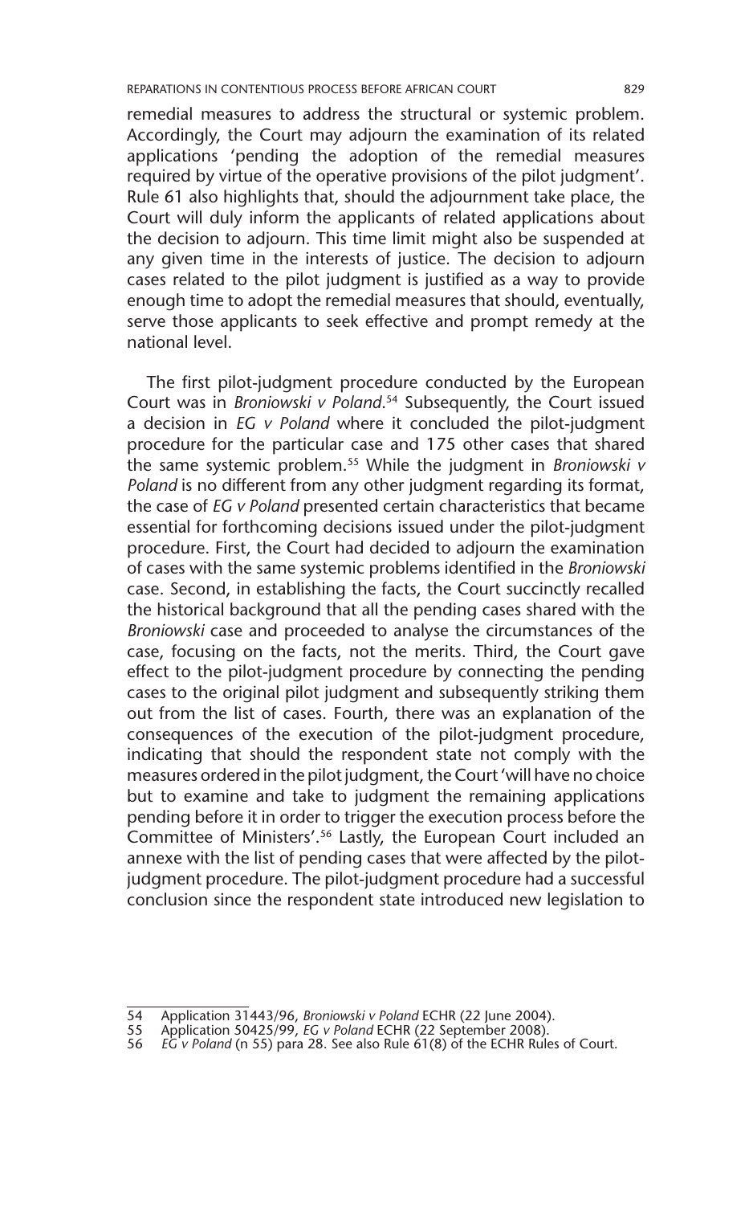remedial measures to address the structural or systemic problem. Accordingly, the Court may adjourn the examination of its related applications 'pending the adoption of the remedial measures required by virtue of the operative provisions of the pilot judgment'. Rule 61 also highlights that, should the adjournment take place, the Court will duly inform the applicants of related applications about the decision to adjourn. This time limit might also be suspended at any given time in the interests of justice. The decision to adjourn cases related to the pilot judgment is justified as a way to provide enough time to adopt the remedial measures that should, eventually, serve those applicants to seek effective and prompt remedy at the national level.

The first pilot-judgment procedure conducted by the European Court was in *Broniowski v Poland*.[54] Subsequently, the Court issued a decision in *EG v Poland* where it concluded the pilot-judgment procedure for the particular case and 175 other cases that shared the same systemic problem.[55] While the judgment in *Broniowski v Poland* is no different from any other judgment regarding its format, the case of *EG v Poland* presented certain characteristics that became essential for forthcoming decisions issued under the pilot-judgment procedure. First, the Court had decided to adjourn the examination of cases with the same systemic problems identified in the *Broniowski* case. Second, in establishing the facts, the Court succinctly recalled the historical background that all the pending cases shared with the *Broniowski* case and proceeded to analyse the circumstances of the case, focusing on the facts, not the merits. Third, the Court gave effect to the pilot-judgment procedure by connecting the pending cases to the original pilot judgment and subsequently striking them out from the list of cases. Fourth, there was an explanation of the consequences of the execution of the pilot-judgment procedure, indicating that should the respondent state not comply with the measures ordered in the pilot judgment, the Court 'will have no choice but to examine and take to judgment the remaining applications pending before it in order to trigger the execution process before the Committee of Ministers'.[56] Lastly, the European Court included an annexe with the list of pending cases that were affected by the pilot-judgment procedure. The pilot-judgment procedure had a successful conclusion since the respondent state introduced new legislation to

54 Application 31443/96, *Broniowski v Poland* ECHR (22 June 2004).

55 Application 50425/99, *EG v Poland* ECHR (22 September 2008).

56 *EG v Poland* (n 55) para 28. See also Rule 61(8) of the ECHR Rules of Court.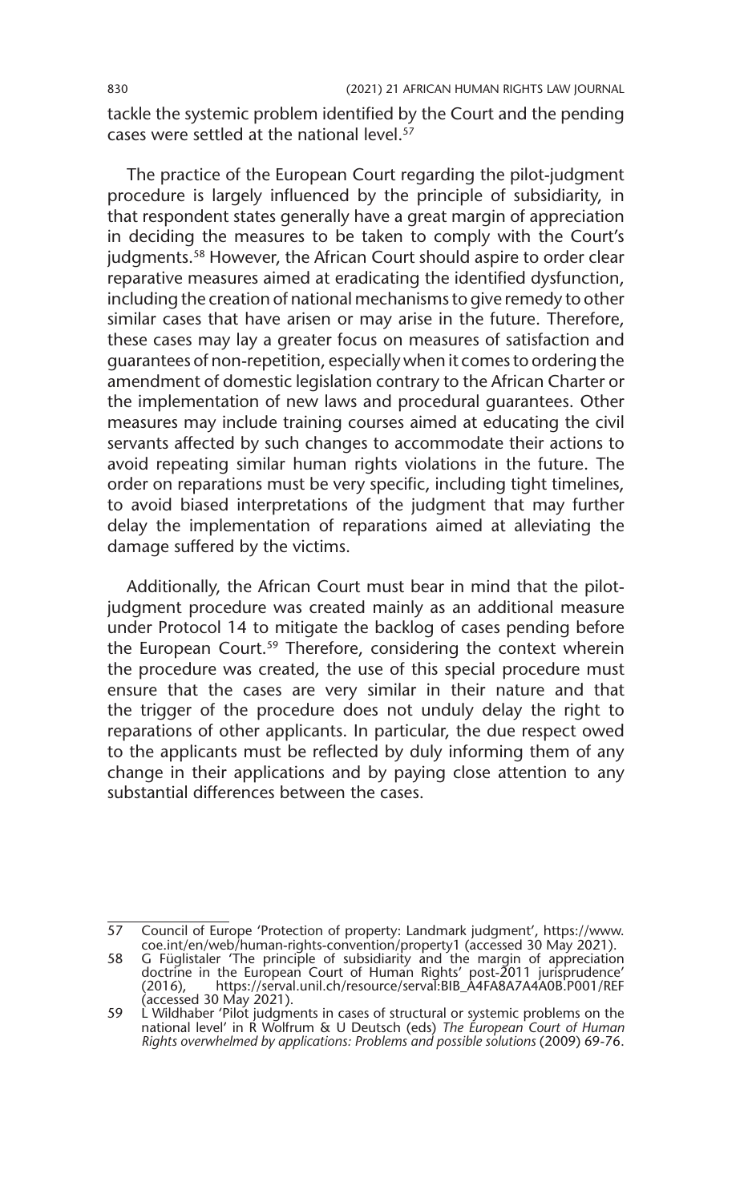tackle the systemic problem identified by the Court and the pending cases were settled at the national level.[57]

The practice of the European Court regarding the pilot-judgment procedure is largely influenced by the principle of subsidiarity, in that respondent states generally have a great margin of appreciation in deciding the measures to be taken to comply with the Court's judgments.[58] However, the African Court should aspire to order clear reparative measures aimed at eradicating the identified dysfunction, including the creation of national mechanisms to give remedy to other similar cases that have arisen or may arise in the future. Therefore, these cases may lay a greater focus on measures of satisfaction and guarantees of non-repetition, especially when it comes to ordering the amendment of domestic legislation contrary to the African Charter or the implementation of new laws and procedural guarantees. Other measures may include training courses aimed at educating the civil servants affected by such changes to accommodate their actions to avoid repeating similar human rights violations in the future. The order on reparations must be very specific, including tight timelines, to avoid biased interpretations of the judgment that may further delay the implementation of reparations aimed at alleviating the damage suffered by the victims.

Additionally, the African Court must bear in mind that the pilot-judgment procedure was created mainly as an additional measure under Protocol 14 to mitigate the backlog of cases pending before the European Court.[59] Therefore, considering the context wherein the procedure was created, the use of this special procedure must ensure that the cases are very similar in their nature and that the trigger of the procedure does not unduly delay the right to reparations of other applicants. In particular, the due respect owed to the applicants must be reflected by duly informing them of any change in their applications and by paying close attention to any substantial differences between the cases.

---

57 Council of Europe 'Protection of property: Landmark judgment', https://www.coe.int/en/web/human-rights-convention/property1 (accessed 30 May 2021).

58 G Füglistaler 'The principle of subsidiarity and the margin of appreciation doctrine in the European Court of Human Rights' post-2011 jurisprudence' (2016), https://serval.unil.ch/resource/serval:BIB_A4FA8A7A4A0B.P001/REF (accessed 30 May 2021).

59 L Wildhaber 'Pilot judgments in cases of structural or systemic problems on the national level' in R Wolfrum & U Deutsch (eds) *The European Court of Human Rights overwhelmed by applications: Problems and possible solutions* (2009) 69-76.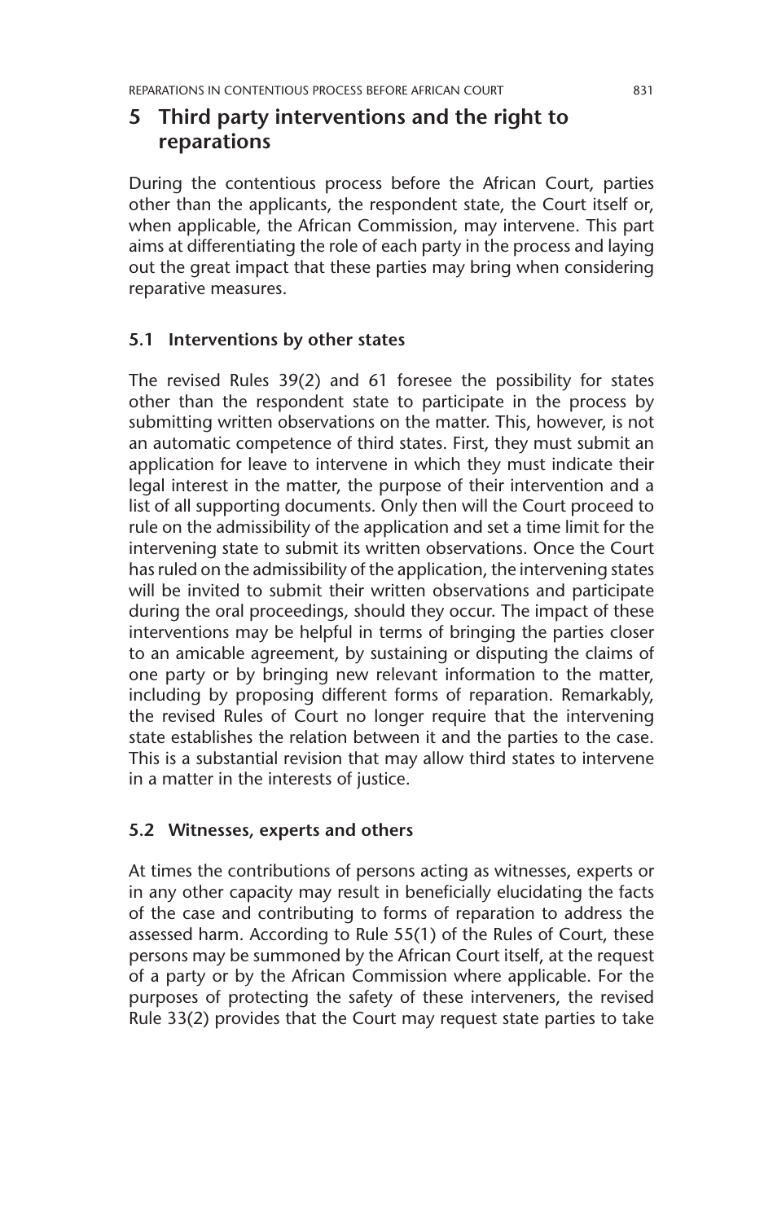## 5 Third party interventions and the right to reparations

During the contentious process before the African Court, parties other than the applicants, the respondent state, the Court itself or, when applicable, the African Commission, may intervene. This part aims at differentiating the role of each party in the process and laying out the great impact that these parties may bring when considering reparative measures.

### 5.1 Interventions by other states

The revised Rules 39(2) and 61 foresee the possibility for states other than the respondent state to participate in the process by submitting written observations on the matter. This, however, is not an automatic competence of third states. First, they must submit an application for leave to intervene in which they must indicate their legal interest in the matter, the purpose of their intervention and a list of all supporting documents. Only then will the Court proceed to rule on the admissibility of the application and set a time limit for the intervening state to submit its written observations. Once the Court has ruled on the admissibility of the application, the intervening states will be invited to submit their written observations and participate during the oral proceedings, should they occur. The impact of these interventions may be helpful in terms of bringing the parties closer to an amicable agreement, by sustaining or disputing the claims of one party or by bringing new relevant information to the matter, including by proposing different forms of reparation. Remarkably, the revised Rules of Court no longer require that the intervening state establishes the relation between it and the parties to the case. This is a substantial revision that may allow third states to intervene in a matter in the interests of justice.

### 5.2 Witnesses, experts and others

At times the contributions of persons acting as witnesses, experts or in any other capacity may result in beneficially elucidating the facts of the case and contributing to forms of reparation to address the assessed harm. According to Rule 55(1) of the Rules of Court, these persons may be summoned by the African Court itself, at the request of a party or by the African Commission where applicable. For the purposes of protecting the safety of these interveners, the revised Rule 33(2) provides that the Court may request state parties to take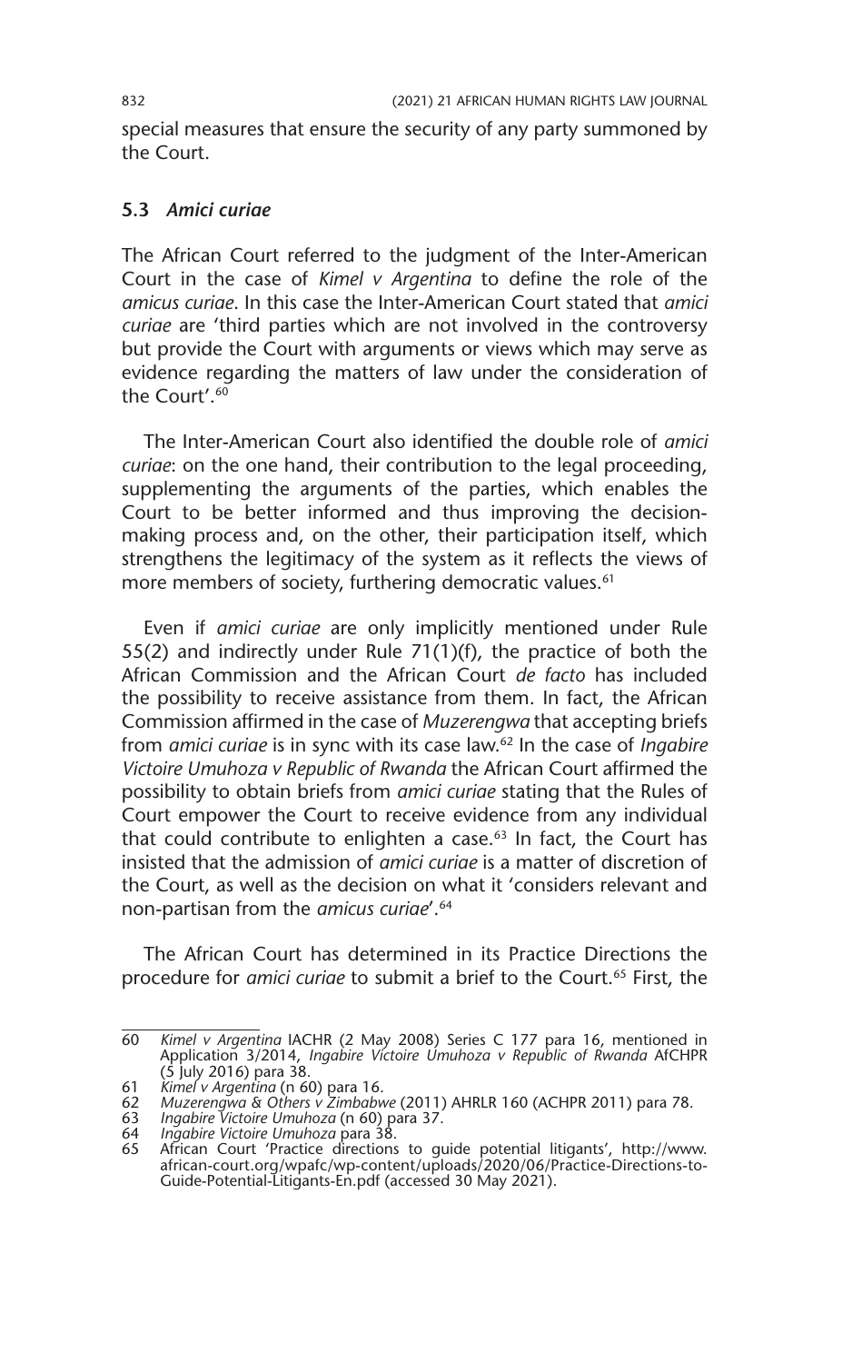special measures that ensure the security of any party summoned by the Court.

### 5.3 *Amici curiae*

The African Court referred to the judgment of the Inter-American Court in the case of *Kimel v Argentina* to define the role of the *amicus curiae*. In this case the Inter-American Court stated that *amici curiae* are 'third parties which are not involved in the controversy but provide the Court with arguments or views which may serve as evidence regarding the matters of law under the consideration of the Court'.[60]

The Inter-American Court also identified the double role of *amici curiae*: on the one hand, their contribution to the legal proceeding, supplementing the arguments of the parties, which enables the Court to be better informed and thus improving the decision-making process and, on the other, their participation itself, which strengthens the legitimacy of the system as it reflects the views of more members of society, furthering democratic values.[61]

Even if *amici curiae* are only implicitly mentioned under Rule 55(2) and indirectly under Rule 71(1)(f), the practice of both the African Commission and the African Court *de facto* has included the possibility to receive assistance from them. In fact, the African Commission affirmed in the case of *Muzerengwa* that accepting briefs from *amici curiae* is in sync with its case law.[62] In the case of *Ingabire Victoire Umuhoza v Republic of Rwanda* the African Court affirmed the possibility to obtain briefs from *amici curiae* stating that the Rules of Court empower the Court to receive evidence from any individual that could contribute to enlighten a case.[63] In fact, the Court has insisted that the admission of *amici curiae* is a matter of discretion of the Court, as well as the decision on what it 'considers relevant and non-partisan from the *amicus curiae*'.[64]

The African Court has determined in its Practice Directions the procedure for *amici curiae* to submit a brief to the Court.[65] First, the

---

60 *Kimel v Argentina* IACHR (2 May 2008) Series C 177 para 16, mentioned in Application 3/2014, *Ingabire Victoire Umuhoza v Republic of Rwanda* AfCHPR (5 July 2016) para 38.

61 *Kimel v Argentina* (n 60) para 16.

62 *Muzerengwa & Others v Zimbabwe* (2011) AHRLR 160 (ACHPR 2011) para 78.

63 *Ingabire Victoire Umuhoza* (n 60) para 37.

64 *Ingabire Victoire Umuhoza* para 38.

65 African Court 'Practice directions to guide potential litigants', http://www.african-court.org/wpafc/wp-content/uploads/2020/06/Practice-Directions-to-Guide-Potential-Litigants-En.pdf (accessed 30 May 2021).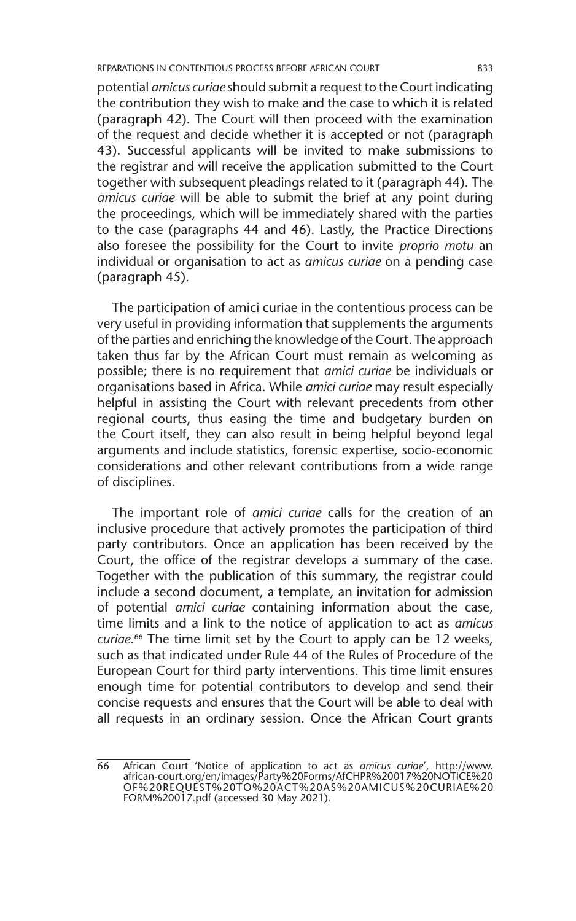potential *amicus curiae* should submit a request to the Court indicating the contribution they wish to make and the case to which it is related (paragraph 42). The Court will then proceed with the examination of the request and decide whether it is accepted or not (paragraph 43). Successful applicants will be invited to make submissions to the registrar and will receive the application submitted to the Court together with subsequent pleadings related to it (paragraph 44). The *amicus curiae* will be able to submit the brief at any point during the proceedings, which will be immediately shared with the parties to the case (paragraphs 44 and 46). Lastly, the Practice Directions also foresee the possibility for the Court to invite *proprio motu* an individual or organisation to act as *amicus curiae* on a pending case (paragraph 45).

The participation of amici curiae in the contentious process can be very useful in providing information that supplements the arguments of the parties and enriching the knowledge of the Court. The approach taken thus far by the African Court must remain as welcoming as possible; there is no requirement that *amici curiae* be individuals or organisations based in Africa. While *amici curiae* may result especially helpful in assisting the Court with relevant precedents from other regional courts, thus easing the time and budgetary burden on the Court itself, they can also result in being helpful beyond legal arguments and include statistics, forensic expertise, socio-economic considerations and other relevant contributions from a wide range of disciplines.

The important role of *amici curiae* calls for the creation of an inclusive procedure that actively promotes the participation of third party contributors. Once an application has been received by the Court, the office of the registrar develops a summary of the case. Together with the publication of this summary, the registrar could include a second document, a template, an invitation for admission of potential *amici curiae* containing information about the case, time limits and a link to the notice of application to act as *amicus curiae*.[66] The time limit set by the Court to apply can be 12 weeks, such as that indicated under Rule 44 of the Rules of Procedure of the European Court for third party interventions. This time limit ensures enough time for potential contributors to develop and send their concise requests and ensures that the Court will be able to deal with all requests in an ordinary session. Once the African Court grants

---

66 African Court 'Notice of application to act as *amicus curiae*', http://www.african-court.org/en/images/Party%20Forms/AfCHPR%20017%20NOTICE%20OF%20REQUEST%20TO%20ACT%20AS%20AMICUS%20CURIAE%20FORM%20017.pdf (accessed 30 May 2021).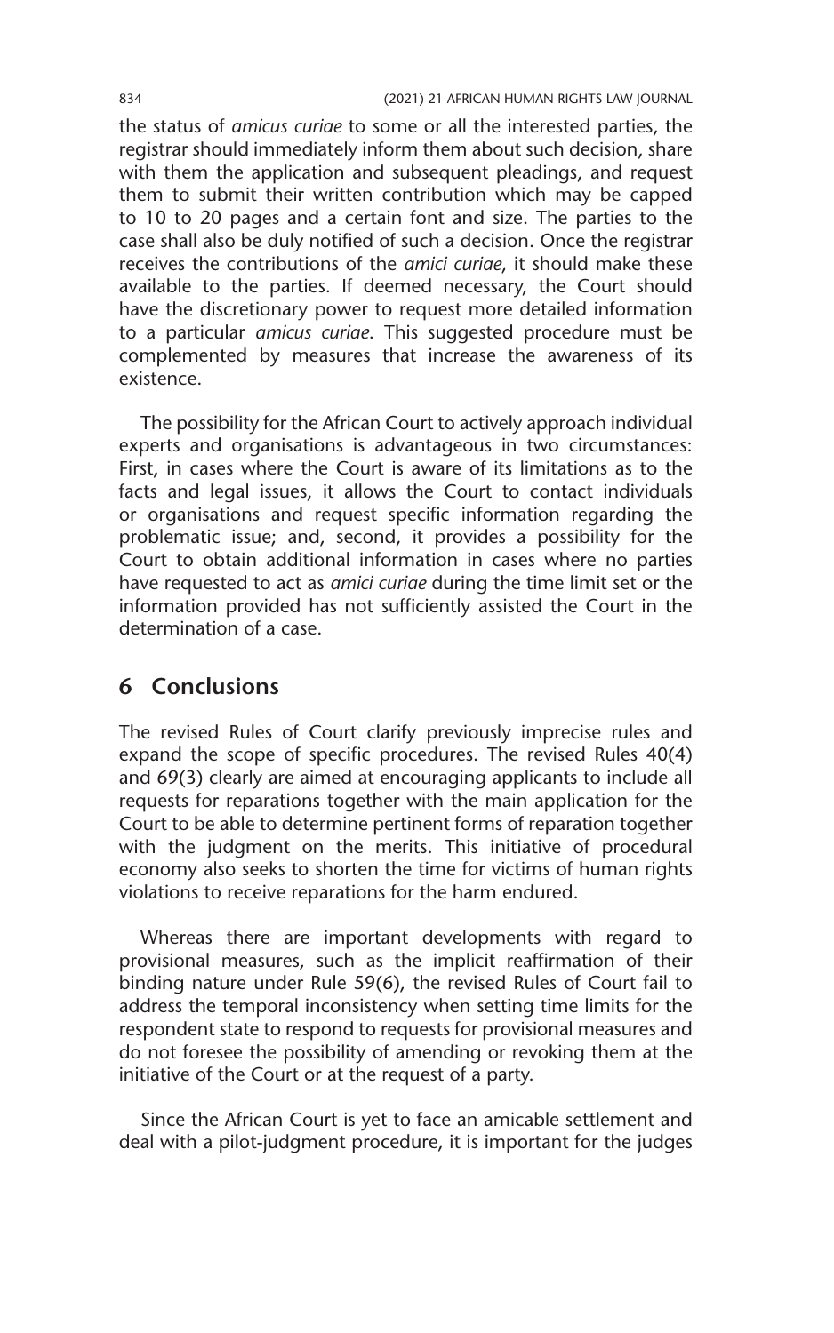the status of *amicus curiae* to some or all the interested parties, the registrar should immediately inform them about such decision, share with them the application and subsequent pleadings, and request them to submit their written contribution which may be capped to 10 to 20 pages and a certain font and size. The parties to the case shall also be duly notified of such a decision. Once the registrar receives the contributions of the *amici curiae*, it should make these available to the parties. If deemed necessary, the Court should have the discretionary power to request more detailed information to a particular *amicus curiae*. This suggested procedure must be complemented by measures that increase the awareness of its existence.

The possibility for the African Court to actively approach individual experts and organisations is advantageous in two circumstances: First, in cases where the Court is aware of its limitations as to the facts and legal issues, it allows the Court to contact individuals or organisations and request specific information regarding the problematic issue; and, second, it provides a possibility for the Court to obtain additional information in cases where no parties have requested to act as *amici curiae* during the time limit set or the information provided has not sufficiently assisted the Court in the determination of a case.

## 6 Conclusions

The revised Rules of Court clarify previously imprecise rules and expand the scope of specific procedures. The revised Rules 40(4) and 69(3) clearly are aimed at encouraging applicants to include all requests for reparations together with the main application for the Court to be able to determine pertinent forms of reparation together with the judgment on the merits. This initiative of procedural economy also seeks to shorten the time for victims of human rights violations to receive reparations for the harm endured.

Whereas there are important developments with regard to provisional measures, such as the implicit reaffirmation of their binding nature under Rule 59(6), the revised Rules of Court fail to address the temporal inconsistency when setting time limits for the respondent state to respond to requests for provisional measures and do not foresee the possibility of amending or revoking them at the initiative of the Court or at the request of a party.

Since the African Court is yet to face an amicable settlement and deal with a pilot-judgment procedure, it is important for the judges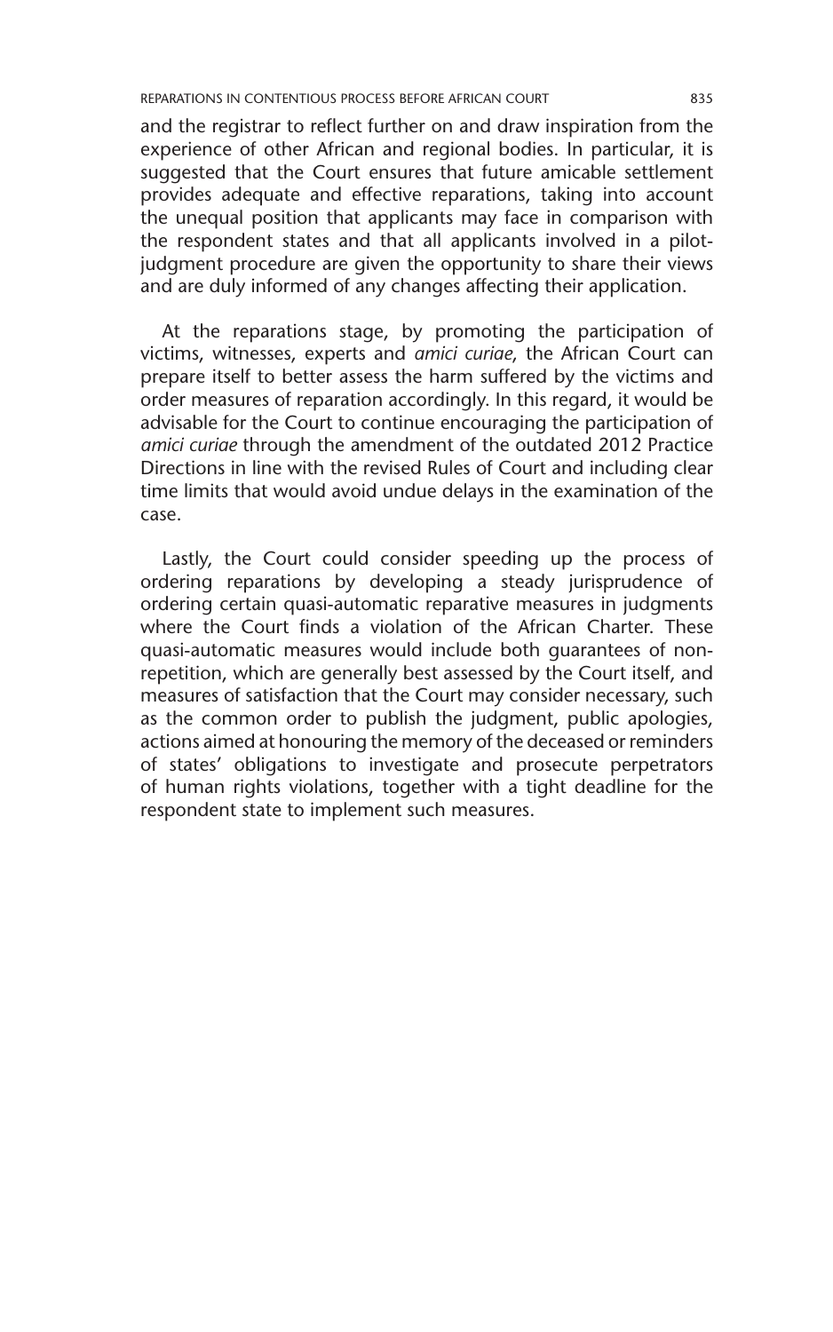and the registrar to reflect further on and draw inspiration from the experience of other African and regional bodies. In particular, it is suggested that the Court ensures that future amicable settlement provides adequate and effective reparations, taking into account the unequal position that applicants may face in comparison with the respondent states and that all applicants involved in a pilot-judgment procedure are given the opportunity to share their views and are duly informed of any changes affecting their application.

At the reparations stage, by promoting the participation of victims, witnesses, experts and *amici curiae*, the African Court can prepare itself to better assess the harm suffered by the victims and order measures of reparation accordingly. In this regard, it would be advisable for the Court to continue encouraging the participation of *amici curiae* through the amendment of the outdated 2012 Practice Directions in line with the revised Rules of Court and including clear time limits that would avoid undue delays in the examination of the case.

Lastly, the Court could consider speeding up the process of ordering reparations by developing a steady jurisprudence of ordering certain quasi-automatic reparative measures in judgments where the Court finds a violation of the African Charter. These quasi-automatic measures would include both guarantees of non-repetition, which are generally best assessed by the Court itself, and measures of satisfaction that the Court may consider necessary, such as the common order to publish the judgment, public apologies, actions aimed at honouring the memory of the deceased or reminders of states' obligations to investigate and prosecute perpetrators of human rights violations, together with a tight deadline for the respondent state to implement such measures.